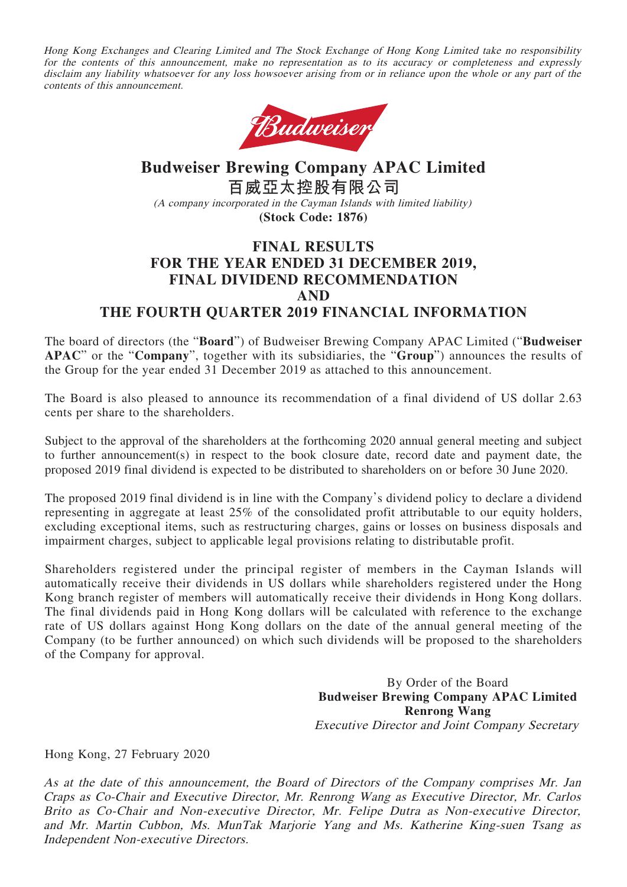*Hong Kong Exchanges and Clearing Limited and The Stock Exchange of Hong Kong Limited take no responsibility for the contents of this announcement, make no representation as to its accuracy or completeness and expressly disclaim any liability whatsoever for any loss howsoever arising from or in reliance upon the whole or any part of the contents of this announcement.*

# Budweiser Brewing Company APAC Limited
# 百威亞太控股有限公司

*(A company incorporated in the Cayman Islands with limited liability)*

**(Stock Code: 1876)**

## FINAL RESULTS FOR THE YEAR ENDED 31 DECEMBER 2019, FINAL DIVIDEND RECOMMENDATION AND THE FOURTH QUARTER 2019 FINANCIAL INFORMATION

The board of directors (the "**Board**") of Budweiser Brewing Company APAC Limited ("**Budweiser APAC**" or the "**Company**", together with its subsidiaries, the "**Group**") announces the results of the Group for the year ended 31 December 2019 as attached to this announcement.

The Board is also pleased to announce its recommendation of a final dividend of US dollar 2.63 cents per share to the shareholders.

Subject to the approval of the shareholders at the forthcoming 2020 annual general meeting and subject to further announcement(s) in respect to the book closure date, record date and payment date, the proposed 2019 final dividend is expected to be distributed to shareholders on or before 30 June 2020.

The proposed 2019 final dividend is in line with the Company's dividend policy to declare a dividend representing in aggregate at least 25% of the consolidated profit attributable to our equity holders, excluding exceptional items, such as restructuring charges, gains or losses on business disposals and impairment charges, subject to applicable legal provisions relating to distributable profit.

Shareholders registered under the principal register of members in the Cayman Islands will automatically receive their dividends in US dollars while shareholders registered under the Hong Kong branch register of members will automatically receive their dividends in Hong Kong dollars. The final dividends paid in Hong Kong dollars will be calculated with reference to the exchange rate of US dollars against Hong Kong dollars on the date of the annual general meeting of the Company (to be further announced) on which such dividends will be proposed to the shareholders of the Company for approval.

By Order of the Board
**Budweiser Brewing Company APAC Limited**
**Renrong Wang**
*Executive Director and Joint Company Secretary*

Hong Kong, 27 February 2020

*As at the date of this announcement, the Board of Directors of the Company comprises Mr. Jan Craps as Co-Chair and Executive Director, Mr. Renrong Wang as Executive Director, Mr. Carlos Brito as Co-Chair and Non-executive Director, Mr. Felipe Dutra as Non-executive Director, and Mr. Martin Cubbon, Ms. MunTak Marjorie Yang and Ms. Katherine King-suen Tsang as Independent Non-executive Directors.*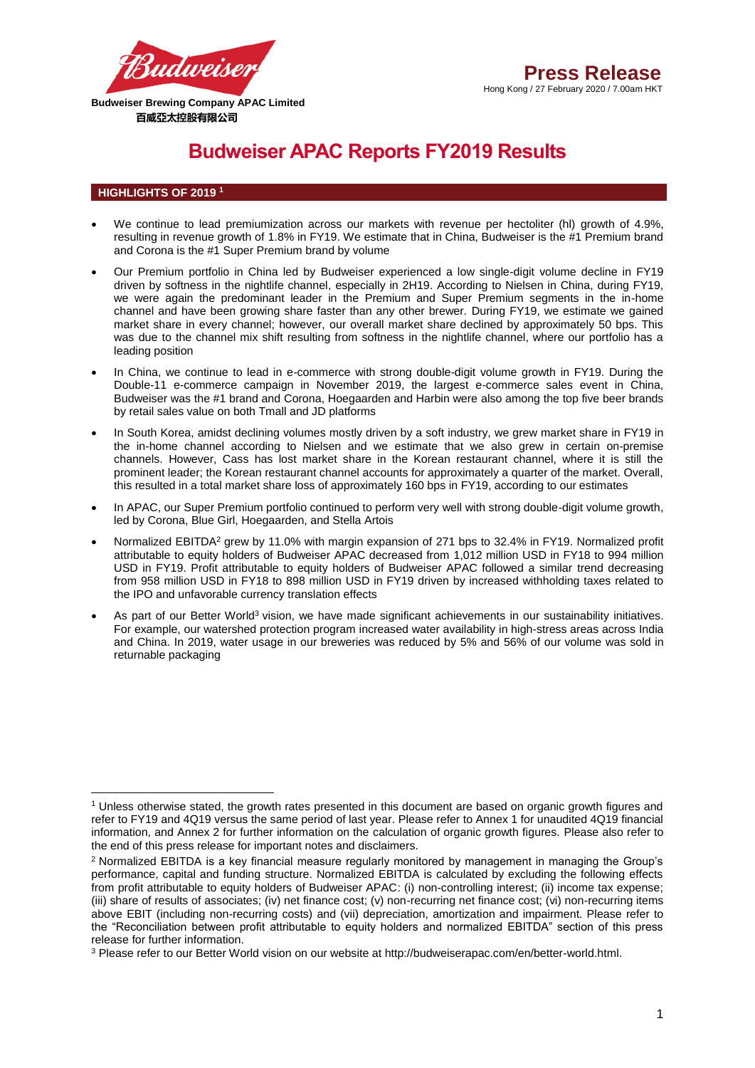**Budweiser Brewing Company APAC Limited**
**百威亞太控股有限公司**

**Press Release**
Hong Kong / 27 February 2020 / 7.00am HKT

# Budweiser APAC Reports FY2019 Results

## HIGHLIGHTS OF 2019 [1]

- We continue to lead premiumization across our markets with revenue per hectoliter (hl) growth of 4.9%, resulting in revenue growth of 1.8% in FY19. We estimate that in China, Budweiser is the #1 Premium brand and Corona is the #1 Super Premium brand by volume
- Our Premium portfolio in China led by Budweiser experienced a low single-digit volume decline in FY19 driven by softness in the nightlife channel, especially in 2H19. According to Nielsen in China, during FY19, we were again the predominant leader in the Premium and Super Premium segments in the in-home channel and have been growing share faster than any other brewer. During FY19, we estimate we gained market share in every channel; however, our overall market share declined by approximately 50 bps. This was due to the channel mix shift resulting from softness in the nightlife channel, where our portfolio has a leading position
- In China, we continue to lead in e-commerce with strong double-digit volume growth in FY19. During the Double-11 e-commerce campaign in November 2019, the largest e-commerce sales event in China, Budweiser was the #1 brand and Corona, Hoegaarden and Harbin were also among the top five beer brands by retail sales value on both Tmall and JD platforms
- In South Korea, amidst declining volumes mostly driven by a soft industry, we grew market share in FY19 in the in-home channel according to Nielsen and we estimate that we also grew in certain on-premise channels. However, Cass has lost market share in the Korean restaurant channel, where it is still the prominent leader; the Korean restaurant channel accounts for approximately a quarter of the market. Overall, this resulted in a total market share loss of approximately 160 bps in FY19, according to our estimates
- In APAC, our Super Premium portfolio continued to perform very well with strong double-digit volume growth, led by Corona, Blue Girl, Hoegaarden, and Stella Artois
- Normalized EBITDA[2] grew by 11.0% with margin expansion of 271 bps to 32.4% in FY19. Normalized profit attributable to equity holders of Budweiser APAC decreased from 1,012 million USD in FY18 to 994 million USD in FY19. Profit attributable to equity holders of Budweiser APAC followed a similar trend decreasing from 958 million USD in FY18 to 898 million USD in FY19 driven by increased withholding taxes related to the IPO and unfavorable currency translation effects
- As part of our Better World[3] vision, we have made significant achievements in our sustainability initiatives. For example, our watershed protection program increased water availability in high-stress areas across India and China. In 2019, water usage in our breweries was reduced by 5% and 56% of our volume was sold in returnable packaging

---

[1] Unless otherwise stated, the growth rates presented in this document are based on organic growth figures and refer to FY19 and 4Q19 versus the same period of last year. Please refer to Annex 1 for unaudited 4Q19 financial information, and Annex 2 for further information on the calculation of organic growth figures. Please also refer to the end of this press release for important notes and disclaimers.

[2] Normalized EBITDA is a key financial measure regularly monitored by management in managing the Group's performance, capital and funding structure. Normalized EBITDA is calculated by excluding the following effects from profit attributable to equity holders of Budweiser APAC: (i) non-controlling interest; (ii) income tax expense; (iii) share of results of associates; (iv) net finance cost; (v) non-recurring net finance cost; (vi) non-recurring items above EBIT (including non-recurring costs) and (vii) depreciation, amortization and impairment. Please refer to the "Reconciliation between profit attributable to equity holders and normalized EBITDA" section of this press release for further information.

[3] Please refer to our Better World vision on our website at http://budweiserapac.com/en/better-world.html.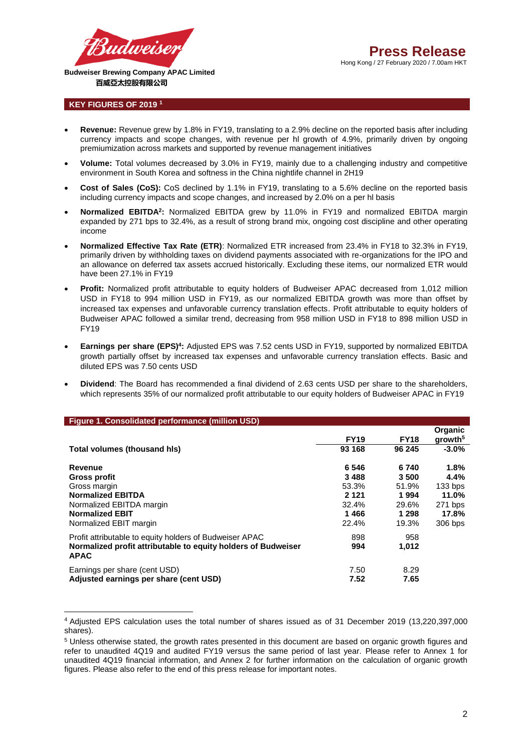Budweiser Brewing Company APAC Limited
百威亞太控股有限公司

**Press Release**

Hong Kong / 27 February 2020 / 7.00am HKT

## KEY FIGURES OF 2019 [1]

- **Revenue:** Revenue grew by 1.8% in FY19, translating to a 2.9% decline on the reported basis after including currency impacts and scope changes, with revenue per hl growth of 4.9%, primarily driven by ongoing premiumization across markets and supported by revenue management initiatives
- **Volume:** Total volumes decreased by 3.0% in FY19, mainly due to a challenging industry and competitive environment in South Korea and softness in the China nightlife channel in 2H19
- **Cost of Sales (CoS):** CoS declined by 1.1% in FY19, translating to a 5.6% decline on the reported basis including currency impacts and scope changes, and increased by 2.0% on a per hl basis
- **Normalized EBITDA[2]:** Normalized EBITDA grew by 11.0% in FY19 and normalized EBITDA margin expanded by 271 bps to 32.4%, as a result of strong brand mix, ongoing cost discipline and other operating income
- **Normalized Effective Tax Rate (ETR)**: Normalized ETR increased from 23.4% in FY18 to 32.3% in FY19, primarily driven by withholding taxes on dividend payments associated with re-organizations for the IPO and an allowance on deferred tax assets accrued historically. Excluding these items, our normalized ETR would have been 27.1% in FY19
- **Profit:** Normalized profit attributable to equity holders of Budweiser APAC decreased from 1,012 million USD in FY18 to 994 million USD in FY19, as our normalized EBITDA growth was more than offset by increased tax expenses and unfavorable currency translation effects. Profit attributable to equity holders of Budweiser APAC followed a similar trend, decreasing from 958 million USD in FY18 to 898 million USD in FY19
- **Earnings per share (EPS)[4]:** Adjusted EPS was 7.52 cents USD in FY19, supported by normalized EBITDA growth partially offset by increased tax expenses and unfavorable currency translation effects. Basic and diluted EPS was 7.50 cents USD
- **Dividend**: The Board has recommended a final dividend of 2.63 cents USD per share to the shareholders, which represents 35% of our normalized profit attributable to our equity holders of Budweiser APAC in FY19

**Figure 1. Consolidated performance (million USD)**

| | FY19 | FY18 | Organic growth[5] |
|---|---|---|---|
| **Total volumes (thousand hls)** | **93 168** | **96 245** | **-3.0%** |
| **Revenue** | **6 546** | **6 740** | **1.8%** |
| **Gross profit** | **3 488** | **3 500** | **4.4%** |
| Gross margin | 53.3% | 51.9% | 133 bps |
| **Normalized EBITDA** | **2 121** | **1 994** | **11.0%** |
| Normalized EBITDA margin | 32.4% | 29.6% | 271 bps |
| **Normalized EBIT** | **1 466** | **1 298** | **17.8%** |
| Normalized EBIT margin | 22.4% | 19.3% | 306 bps |
| Profit attributable to equity holders of Budweiser APAC | 898 | 958 | |
| **Normalized profit attributable to equity holders of Budweiser APAC** | **994** | **1,012** | |
| Earnings per share (cent USD) | 7.50 | 8.29 | |
| **Adjusted earnings per share (cent USD)** | **7.52** | **7.65** | |

[4] Adjusted EPS calculation uses the total number of shares issued as of 31 December 2019 (13,220,397,000 shares).

[5] Unless otherwise stated, the growth rates presented in this document are based on organic growth figures and refer to unaudited 4Q19 and audited FY19 versus the same period of last year. Please refer to Annex 1 for unaudited 4Q19 financial information, and Annex 2 for further information on the calculation of organic growth figures. Please also refer to the end of this press release for important notes.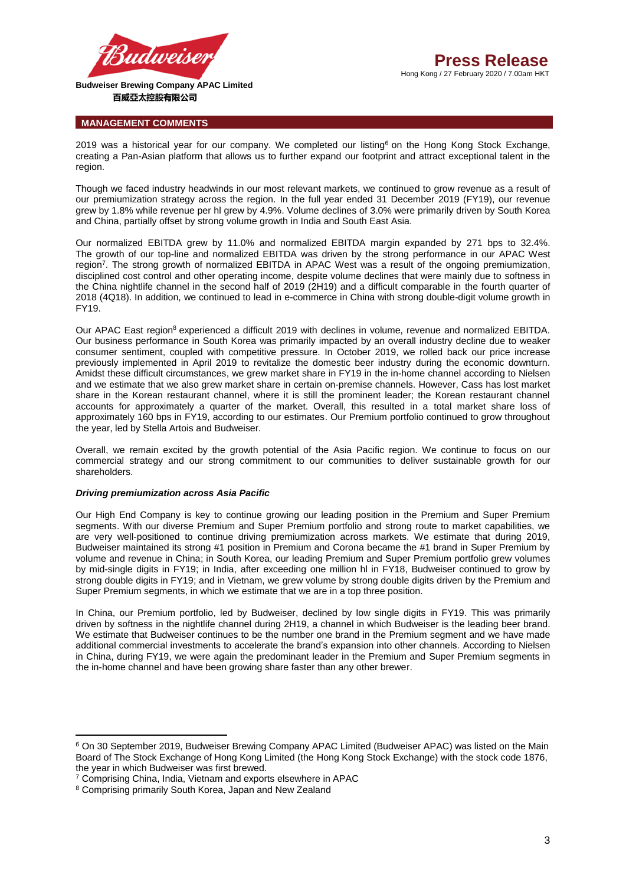## MANAGEMENT COMMENTS

2019 was a historical year for our company. We completed our listing[6] on the Hong Kong Stock Exchange, creating a Pan-Asian platform that allows us to further expand our footprint and attract exceptional talent in the region.

Though we faced industry headwinds in our most relevant markets, we continued to grow revenue as a result of our premiumization strategy across the region. In the full year ended 31 December 2019 (FY19), our revenue grew by 1.8% while revenue per hl grew by 4.9%. Volume declines of 3.0% were primarily driven by South Korea and China, partially offset by strong volume growth in India and South East Asia.

Our normalized EBITDA grew by 11.0% and normalized EBITDA margin expanded by 271 bps to 32.4%. The growth of our top-line and normalized EBITDA was driven by the strong performance in our APAC West region[7]. The strong growth of normalized EBITDA in APAC West was a result of the ongoing premiumization, disciplined cost control and other operating income, despite volume declines that were mainly due to softness in the China nightlife channel in the second half of 2019 (2H19) and a difficult comparable in the fourth quarter of 2018 (4Q18). In addition, we continued to lead in e-commerce in China with strong double-digit volume growth in FY19.

Our APAC East region[8] experienced a difficult 2019 with declines in volume, revenue and normalized EBITDA. Our business performance in South Korea was primarily impacted by an overall industry decline due to weaker consumer sentiment, coupled with competitive pressure. In October 2019, we rolled back our price increase previously implemented in April 2019 to revitalize the domestic beer industry during the economic downturn. Amidst these difficult circumstances, we grew market share in FY19 in the in-home channel according to Nielsen and we estimate that we also grew market share in certain on-premise channels. However, Cass has lost market share in the Korean restaurant channel, where it is still the prominent leader; the Korean restaurant channel accounts for approximately a quarter of the market. Overall, this resulted in a total market share loss of approximately 160 bps in FY19, according to our estimates. Our Premium portfolio continued to grow throughout the year, led by Stella Artois and Budweiser.

Overall, we remain excited by the growth potential of the Asia Pacific region. We continue to focus on our commercial strategy and our strong commitment to our communities to deliver sustainable growth for our shareholders.

***Driving premiumization across Asia Pacific***

Our High End Company is key to continue growing our leading position in the Premium and Super Premium segments. With our diverse Premium and Super Premium portfolio and strong route to market capabilities, we are very well-positioned to continue driving premiumization across markets. We estimate that during 2019, Budweiser maintained its strong #1 position in Premium and Corona became the #1 brand in Super Premium by volume and revenue in China; in South Korea, our leading Premium and Super Premium portfolio grew volumes by mid-single digits in FY19; in India, after exceeding one million hl in FY18, Budweiser continued to grow by strong double digits in FY19; and in Vietnam, we grew volume by strong double digits driven by the Premium and Super Premium segments, in which we estimate that we are in a top three position.

In China, our Premium portfolio, led by Budweiser, declined by low single digits in FY19. This was primarily driven by softness in the nightlife channel during 2H19, a channel in which Budweiser is the leading beer brand. We estimate that Budweiser continues to be the number one brand in the Premium segment and we have made additional commercial investments to accelerate the brand's expansion into other channels. According to Nielsen in China, during FY19, we were again the predominant leader in the Premium and Super Premium segments in the in-home channel and have been growing share faster than any other brewer.

---

[6] On 30 September 2019, Budweiser Brewing Company APAC Limited (Budweiser APAC) was listed on the Main Board of The Stock Exchange of Hong Kong Limited (the Hong Kong Stock Exchange) with the stock code 1876, the year in which Budweiser was first brewed.

[7] Comprising China, India, Vietnam and exports elsewhere in APAC

[8] Comprising primarily South Korea, Japan and New Zealand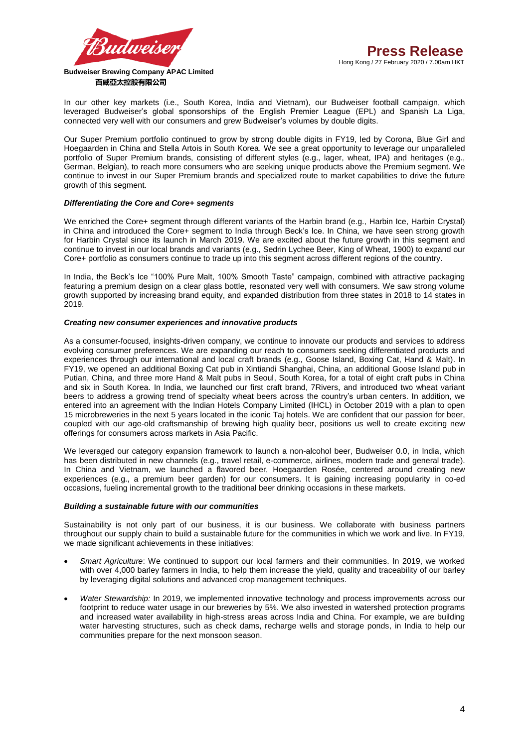In our other key markets (i.e., South Korea, India and Vietnam), our Budweiser football campaign, which leveraged Budweiser's global sponsorships of the English Premier League (EPL) and Spanish La Liga, connected very well with our consumers and grew Budweiser's volumes by double digits.

Our Super Premium portfolio continued to grow by strong double digits in FY19, led by Corona, Blue Girl and Hoegaarden in China and Stella Artois in South Korea. We see a great opportunity to leverage our unparalleled portfolio of Super Premium brands, consisting of different styles (e.g., lager, wheat, IPA) and heritages (e.g., German, Belgian), to reach more consumers who are seeking unique products above the Premium segment. We continue to invest in our Super Premium brands and specialized route to market capabilities to drive the future growth of this segment.

***Differentiating the Core and Core+ segments***

We enriched the Core+ segment through different variants of the Harbin brand (e.g., Harbin Ice, Harbin Crystal) in China and introduced the Core+ segment to India through Beck's Ice. In China, we have seen strong growth for Harbin Crystal since its launch in March 2019. We are excited about the future growth in this segment and continue to invest in our local brands and variants (e.g., Sedrin Lychee Beer, King of Wheat, 1900) to expand our Core+ portfolio as consumers continue to trade up into this segment across different regions of the country.

In India, the Beck's Ice "100% Pure Malt, 100% Smooth Taste" campaign, combined with attractive packaging featuring a premium design on a clear glass bottle, resonated very well with consumers. We saw strong volume growth supported by increasing brand equity, and expanded distribution from three states in 2018 to 14 states in 2019.

***Creating new consumer experiences and innovative products***

As a consumer-focused, insights-driven company, we continue to innovate our products and services to address evolving consumer preferences. We are expanding our reach to consumers seeking differentiated products and experiences through our international and local craft brands (e.g., Goose Island, Boxing Cat, Hand & Malt). In FY19, we opened an additional Boxing Cat pub in Xintiandi Shanghai, China, an additional Goose Island pub in Putian, China, and three more Hand & Malt pubs in Seoul, South Korea, for a total of eight craft pubs in China and six in South Korea. In India, we launched our first craft brand, 7Rivers, and introduced two wheat variant beers to address a growing trend of specialty wheat beers across the country's urban centers. In addition, we entered into an agreement with the Indian Hotels Company Limited (IHCL) in October 2019 with a plan to open 15 microbreweries in the next 5 years located in the iconic Taj hotels. We are confident that our passion for beer, coupled with our age-old craftsmanship of brewing high quality beer, positions us well to create exciting new offerings for consumers across markets in Asia Pacific.

We leveraged our category expansion framework to launch a non-alcohol beer, Budweiser 0.0, in India, which has been distributed in new channels (e.g., travel retail, e-commerce, airlines, modern trade and general trade). In China and Vietnam, we launched a flavored beer, Hoegaarden Rosée, centered around creating new experiences (e.g., a premium beer garden) for our consumers. It is gaining increasing popularity in co-ed occasions, fueling incremental growth to the traditional beer drinking occasions in these markets.

***Building a sustainable future with our communities***

Sustainability is not only part of our business, it is our business. We collaborate with business partners throughout our supply chain to build a sustainable future for the communities in which we work and live. In FY19, we made significant achievements in these initiatives:

- *Smart Agriculture*: We continued to support our local farmers and their communities. In 2019, we worked with over 4,000 barley farmers in India, to help them increase the yield, quality and traceability of our barley by leveraging digital solutions and advanced crop management techniques.
- *Water Stewardship:* In 2019, we implemented innovative technology and process improvements across our footprint to reduce water usage in our breweries by 5%. We also invested in watershed protection programs and increased water availability in high-stress areas across India and China. For example, we are building water harvesting structures, such as check dams, recharge wells and storage ponds, in India to help our communities prepare for the next monsoon season.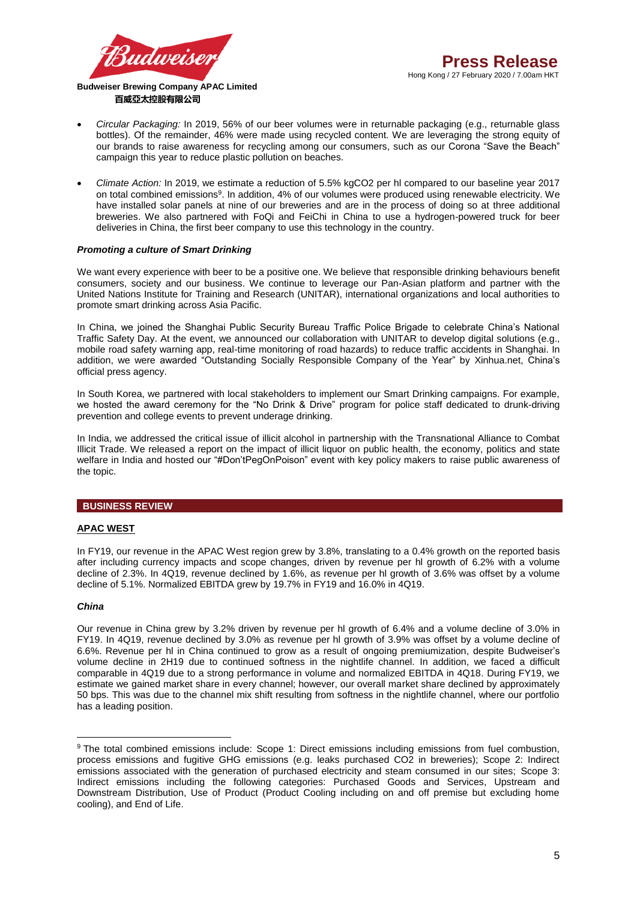- *Circular Packaging:* In 2019, 56% of our beer volumes were in returnable packaging (e.g., returnable glass bottles). Of the remainder, 46% were made using recycled content. We are leveraging the strong equity of our brands to raise awareness for recycling among our consumers, such as our Corona "Save the Beach" campaign this year to reduce plastic pollution on beaches.

- *Climate Action:* In 2019, we estimate a reduction of 5.5% kgCO2 per hl compared to our baseline year 2017 on total combined emissions[9]. In addition, 4% of our volumes were produced using renewable electricity. We have installed solar panels at nine of our breweries and are in the process of doing so at three additional breweries. We also partnered with FoQi and FeiChi in China to use a hydrogen-powered truck for beer deliveries in China, the first beer company to use this technology in the country.

***Promoting a culture of Smart Drinking***

We want every experience with beer to be a positive one. We believe that responsible drinking behaviours benefit consumers, society and our business. We continue to leverage our Pan-Asian platform and partner with the United Nations Institute for Training and Research (UNITAR), international organizations and local authorities to promote smart drinking across Asia Pacific.

In China, we joined the Shanghai Public Security Bureau Traffic Police Brigade to celebrate China's National Traffic Safety Day. At the event, we announced our collaboration with UNITAR to develop digital solutions (e.g., mobile road safety warning app, real-time monitoring of road hazards) to reduce traffic accidents in Shanghai. In addition, we were awarded "Outstanding Socially Responsible Company of the Year" by Xinhua.net, China's official press agency.

In South Korea, we partnered with local stakeholders to implement our Smart Drinking campaigns. For example, we hosted the award ceremony for the "No Drink & Drive" program for police staff dedicated to drunk-driving prevention and college events to prevent underage drinking.

In India, we addressed the critical issue of illicit alcohol in partnership with the Transnational Alliance to Combat Illicit Trade. We released a report on the impact of illicit liquor on public health, the economy, politics and state welfare in India and hosted our "#Don'tPegOnPoison" event with key policy makers to raise public awareness of the topic.

## BUSINESS REVIEW

### APAC WEST

In FY19, our revenue in the APAC West region grew by 3.8%, translating to a 0.4% growth on the reported basis after including currency impacts and scope changes, driven by revenue per hl growth of 6.2% with a volume decline of 2.3%. In 4Q19, revenue declined by 1.6%, as revenue per hl growth of 3.6% was offset by a volume decline of 5.1%. Normalized EBITDA grew by 19.7% in FY19 and 16.0% in 4Q19.

***China***

Our revenue in China grew by 3.2% driven by revenue per hl growth of 6.4% and a volume decline of 3.0% in FY19. In 4Q19, revenue declined by 3.0% as revenue per hl growth of 3.9% was offset by a volume decline of 6.6%. Revenue per hl in China continued to grow as a result of ongoing premiumization, despite Budweiser's volume decline in 2H19 due to continued softness in the nightlife channel. In addition, we faced a difficult comparable in 4Q19 due to a strong performance in volume and normalized EBITDA in 4Q18. During FY19, we estimate we gained market share in every channel; however, our overall market share declined by approximately 50 bps. This was due to the channel mix shift resulting from softness in the nightlife channel, where our portfolio has a leading position.

---

[9] The total combined emissions include: Scope 1: Direct emissions including emissions from fuel combustion, process emissions and fugitive GHG emissions (e.g. leaks purchased CO2 in breweries); Scope 2: Indirect emissions associated with the generation of purchased electricity and steam consumed in our sites; Scope 3: Indirect emissions including the following categories: Purchased Goods and Services, Upstream and Downstream Distribution, Use of Product (Product Cooling including on and off premise but excluding home cooling), and End of Life.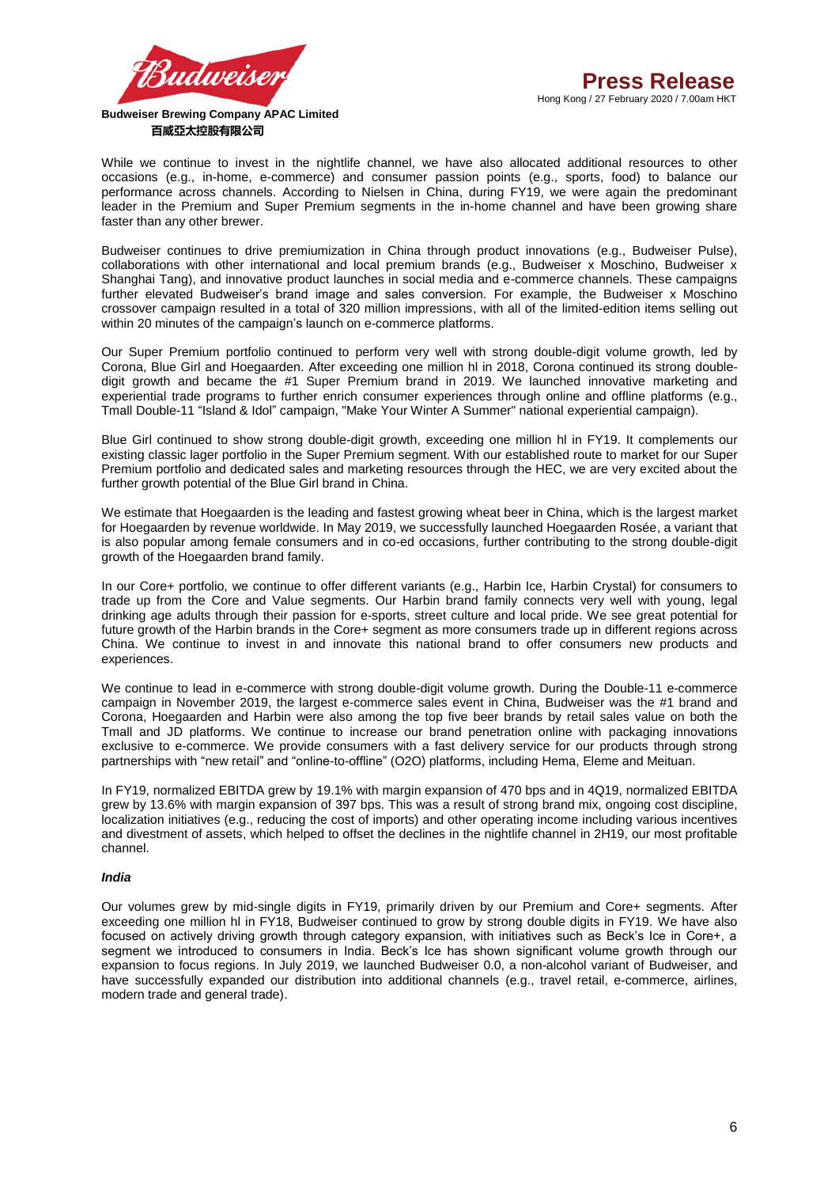While we continue to invest in the nightlife channel, we have also allocated additional resources to other occasions (e.g., in-home, e-commerce) and consumer passion points (e.g., sports, food) to balance our performance across channels. According to Nielsen in China, during FY19, we were again the predominant leader in the Premium and Super Premium segments in the in-home channel and have been growing share faster than any other brewer.

Budweiser continues to drive premiumization in China through product innovations (e.g., Budweiser Pulse), collaborations with other international and local premium brands (e.g., Budweiser x Moschino, Budweiser x Shanghai Tang), and innovative product launches in social media and e-commerce channels. These campaigns further elevated Budweiser's brand image and sales conversion. For example, the Budweiser x Moschino crossover campaign resulted in a total of 320 million impressions, with all of the limited-edition items selling out within 20 minutes of the campaign's launch on e-commerce platforms.

Our Super Premium portfolio continued to perform very well with strong double-digit volume growth, led by Corona, Blue Girl and Hoegaarden. After exceeding one million hl in 2018, Corona continued its strong double-digit growth and became the #1 Super Premium brand in 2019. We launched innovative marketing and experiential trade programs to further enrich consumer experiences through online and offline platforms (e.g., Tmall Double-11 "Island & Idol" campaign, "Make Your Winter A Summer" national experiential campaign).

Blue Girl continued to show strong double-digit growth, exceeding one million hl in FY19. It complements our existing classic lager portfolio in the Super Premium segment. With our established route to market for our Super Premium portfolio and dedicated sales and marketing resources through the HEC, we are very excited about the further growth potential of the Blue Girl brand in China.

We estimate that Hoegaarden is the leading and fastest growing wheat beer in China, which is the largest market for Hoegaarden by revenue worldwide. In May 2019, we successfully launched Hoegaarden Rosée, a variant that is also popular among female consumers and in co-ed occasions, further contributing to the strong double-digit growth of the Hoegaarden brand family.

In our Core+ portfolio, we continue to offer different variants (e.g., Harbin Ice, Harbin Crystal) for consumers to trade up from the Core and Value segments. Our Harbin brand family connects very well with young, legal drinking age adults through their passion for e-sports, street culture and local pride. We see great potential for future growth of the Harbin brands in the Core+ segment as more consumers trade up in different regions across China. We continue to invest in and innovate this national brand to offer consumers new products and experiences.

We continue to lead in e-commerce with strong double-digit volume growth. During the Double-11 e-commerce campaign in November 2019, the largest e-commerce sales event in China, Budweiser was the #1 brand and Corona, Hoegaarden and Harbin were also among the top five beer brands by retail sales value on both the Tmall and JD platforms. We continue to increase our brand penetration online with packaging innovations exclusive to e-commerce. We provide consumers with a fast delivery service for our products through strong partnerships with "new retail" and "online-to-offline" (O2O) platforms, including Hema, Eleme and Meituan.

In FY19, normalized EBITDA grew by 19.1% with margin expansion of 470 bps and in 4Q19, normalized EBITDA grew by 13.6% with margin expansion of 397 bps. This was a result of strong brand mix, ongoing cost discipline, localization initiatives (e.g., reducing the cost of imports) and other operating income including various incentives and divestment of assets, which helped to offset the declines in the nightlife channel in 2H19, our most profitable channel.

***India***

Our volumes grew by mid-single digits in FY19, primarily driven by our Premium and Core+ segments. After exceeding one million hl in FY18, Budweiser continued to grow by strong double digits in FY19. We have also focused on actively driving growth through category expansion, with initiatives such as Beck's Ice in Core+, a segment we introduced to consumers in India. Beck's Ice has shown significant volume growth through our expansion to focus regions. In July 2019, we launched Budweiser 0.0, a non-alcohol variant of Budweiser, and have successfully expanded our distribution into additional channels (e.g., travel retail, e-commerce, airlines, modern trade and general trade).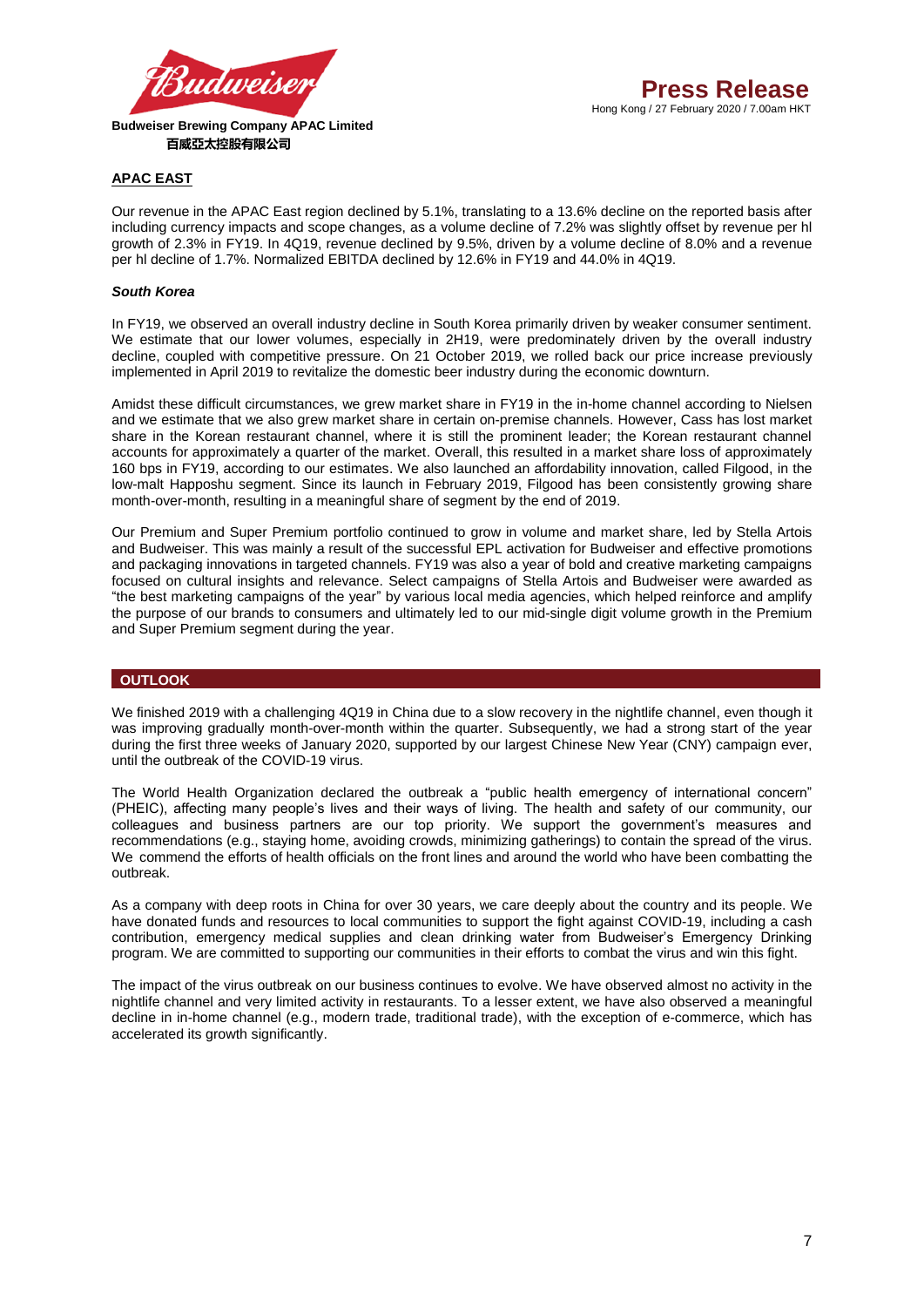## APAC EAST

Our revenue in the APAC East region declined by 5.1%, translating to a 13.6% decline on the reported basis after including currency impacts and scope changes, as a volume decline of 7.2% was slightly offset by revenue per hl growth of 2.3% in FY19. In 4Q19, revenue declined by 9.5%, driven by a volume decline of 8.0% and a revenue per hl decline of 1.7%. Normalized EBITDA declined by 12.6% in FY19 and 44.0% in 4Q19.

### *South Korea*

In FY19, we observed an overall industry decline in South Korea primarily driven by weaker consumer sentiment. We estimate that our lower volumes, especially in 2H19, were predominately driven by the overall industry decline, coupled with competitive pressure. On 21 October 2019, we rolled back our price increase previously implemented in April 2019 to revitalize the domestic beer industry during the economic downturn.

Amidst these difficult circumstances, we grew market share in FY19 in the in-home channel according to Nielsen and we estimate that we also grew market share in certain on-premise channels. However, Cass has lost market share in the Korean restaurant channel, where it is still the prominent leader; the Korean restaurant channel accounts for approximately a quarter of the market. Overall, this resulted in a market share loss of approximately 160 bps in FY19, according to our estimates. We also launched an affordability innovation, called Filgood, in the low-malt Happoshu segment. Since its launch in February 2019, Filgood has been consistently growing share month-over-month, resulting in a meaningful share of segment by the end of 2019.

Our Premium and Super Premium portfolio continued to grow in volume and market share, led by Stella Artois and Budweiser. This was mainly a result of the successful EPL activation for Budweiser and effective promotions and packaging innovations in targeted channels. FY19 was also a year of bold and creative marketing campaigns focused on cultural insights and relevance. Select campaigns of Stella Artois and Budweiser were awarded as "the best marketing campaigns of the year" by various local media agencies, which helped reinforce and amplify the purpose of our brands to consumers and ultimately led to our mid-single digit volume growth in the Premium and Super Premium segment during the year.

## OUTLOOK

We finished 2019 with a challenging 4Q19 in China due to a slow recovery in the nightlife channel, even though it was improving gradually month-over-month within the quarter. Subsequently, we had a strong start of the year during the first three weeks of January 2020, supported by our largest Chinese New Year (CNY) campaign ever, until the outbreak of the COVID-19 virus.

The World Health Organization declared the outbreak a "public health emergency of international concern" (PHEIC), affecting many people's lives and their ways of living. The health and safety of our community, our colleagues and business partners are our top priority. We support the government's measures and recommendations (e.g., staying home, avoiding crowds, minimizing gatherings) to contain the spread of the virus. We commend the efforts of health officials on the front lines and around the world who have been combatting the outbreak.

As a company with deep roots in China for over 30 years, we care deeply about the country and its people. We have donated funds and resources to local communities to support the fight against COVID-19, including a cash contribution, emergency medical supplies and clean drinking water from Budweiser's Emergency Drinking program. We are committed to supporting our communities in their efforts to combat the virus and win this fight.

The impact of the virus outbreak on our business continues to evolve. We have observed almost no activity in the nightlife channel and very limited activity in restaurants. To a lesser extent, we have also observed a meaningful decline in in-home channel (e.g., modern trade, traditional trade), with the exception of e-commerce, which has accelerated its growth significantly.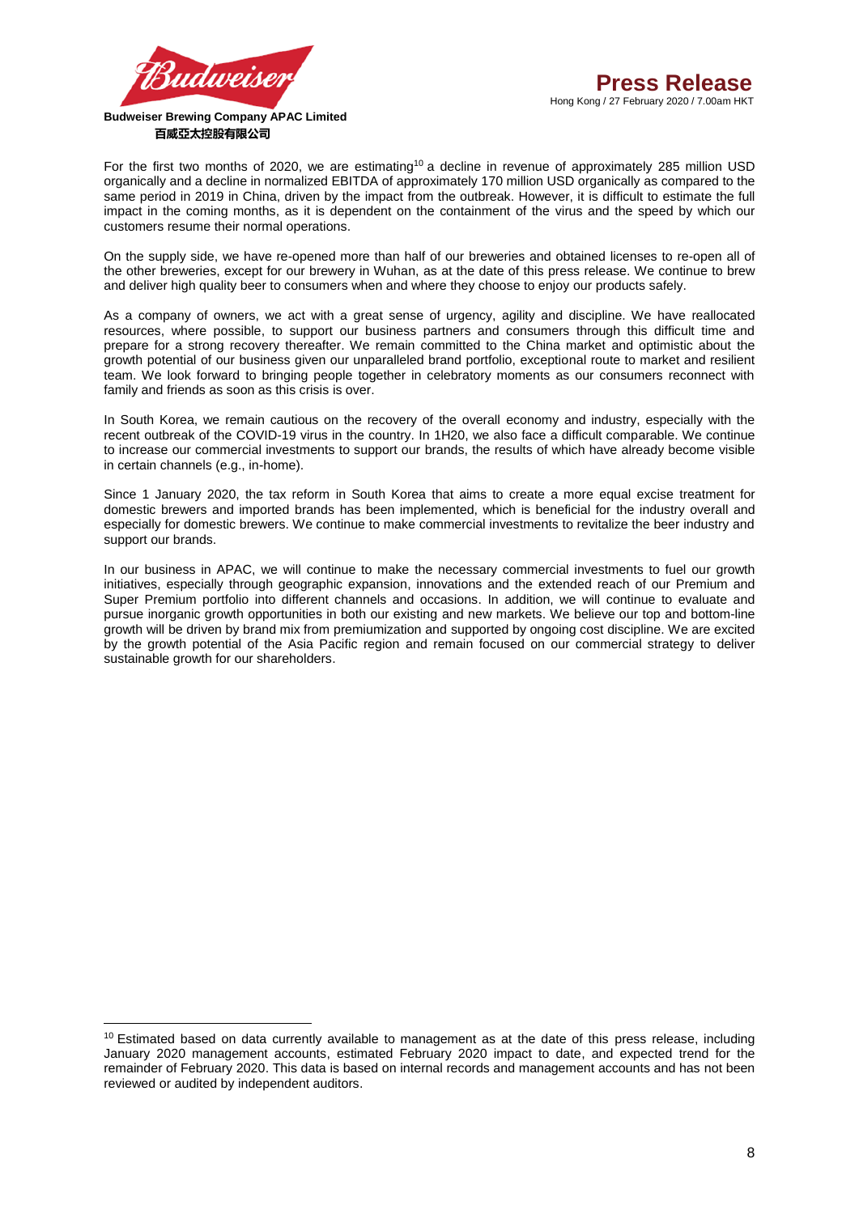For the first two months of 2020, we are estimating[10] a decline in revenue of approximately 285 million USD organically and a decline in normalized EBITDA of approximately 170 million USD organically as compared to the same period in 2019 in China, driven by the impact from the outbreak. However, it is difficult to estimate the full impact in the coming months, as it is dependent on the containment of the virus and the speed by which our customers resume their normal operations.

On the supply side, we have re-opened more than half of our breweries and obtained licenses to re-open all of the other breweries, except for our brewery in Wuhan, as at the date of this press release. We continue to brew and deliver high quality beer to consumers when and where they choose to enjoy our products safely.

As a company of owners, we act with a great sense of urgency, agility and discipline. We have reallocated resources, where possible, to support our business partners and consumers through this difficult time and prepare for a strong recovery thereafter. We remain committed to the China market and optimistic about the growth potential of our business given our unparalleled brand portfolio, exceptional route to market and resilient team. We look forward to bringing people together in celebratory moments as our consumers reconnect with family and friends as soon as this crisis is over.

In South Korea, we remain cautious on the recovery of the overall economy and industry, especially with the recent outbreak of the COVID-19 virus in the country. In 1H20, we also face a difficult comparable. We continue to increase our commercial investments to support our brands, the results of which have already become visible in certain channels (e.g., in-home).

Since 1 January 2020, the tax reform in South Korea that aims to create a more equal excise treatment for domestic brewers and imported brands has been implemented, which is beneficial for the industry overall and especially for domestic brewers. We continue to make commercial investments to revitalize the beer industry and support our brands.

In our business in APAC, we will continue to make the necessary commercial investments to fuel our growth initiatives, especially through geographic expansion, innovations and the extended reach of our Premium and Super Premium portfolio into different channels and occasions. In addition, we will continue to evaluate and pursue inorganic growth opportunities in both our existing and new markets. We believe our top and bottom-line growth will be driven by brand mix from premiumization and supported by ongoing cost discipline. We are excited by the growth potential of the Asia Pacific region and remain focused on our commercial strategy to deliver sustainable growth for our shareholders.

---

[10] Estimated based on data currently available to management as at the date of this press release, including January 2020 management accounts, estimated February 2020 impact to date, and expected trend for the remainder of February 2020. This data is based on internal records and management accounts and has not been reviewed or audited by independent auditors.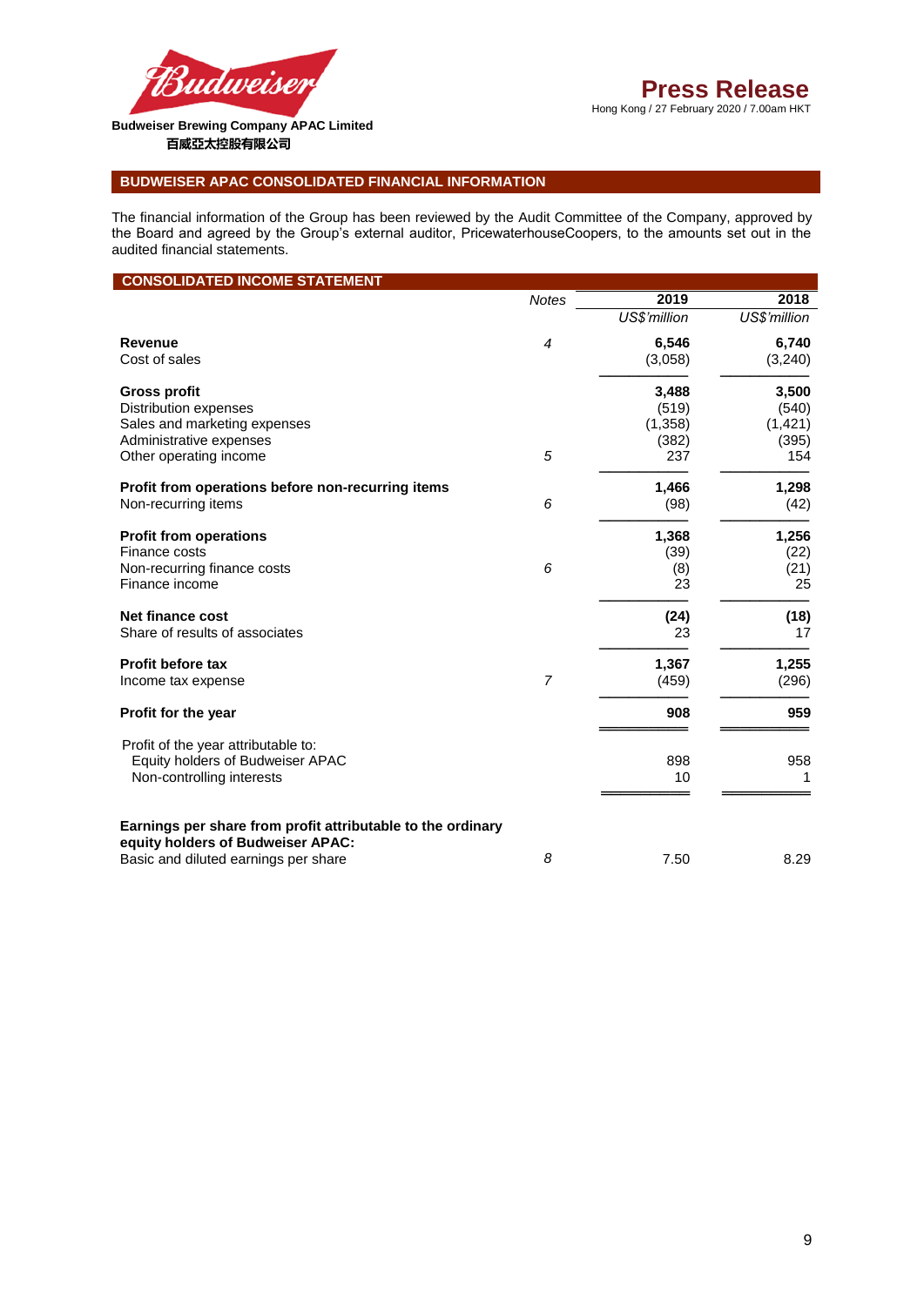Budweiser Brewing Company APAC Limited
百威亞太控股有限公司

# Press Release

Hong Kong / 27 February 2020 / 7.00am HKT

## BUDWEISER APAC CONSOLIDATED FINANCIAL INFORMATION

The financial information of the Group has been reviewed by the Audit Committee of the Company, approved by the Board and agreed by the Group's external auditor, PricewaterhouseCoopers, to the amounts set out in the audited financial statements.

### CONSOLIDATED INCOME STATEMENT

| | *Notes* | 2019 | 2018 |
|---|---|---|---|
| | | *US$'million* | *US$'million* |
| **Revenue** | *4* | **6,546** | **6,740** |
| Cost of sales | | (3,058) | (3,240) |
| **Gross profit** | | **3,488** | **3,500** |
| Distribution expenses | | (519) | (540) |
| Sales and marketing expenses | | (1,358) | (1,421) |
| Administrative expenses | | (382) | (395) |
| Other operating income | *5* | 237 | 154 |
| **Profit from operations before non-recurring items** | | **1,466** | **1,298** |
| Non-recurring items | *6* | (98) | (42) |
| **Profit from operations** | | **1,368** | **1,256** |
| Finance costs | | (39) | (22) |
| Non-recurring finance costs | *6* | (8) | (21) |
| Finance income | | 23 | 25 |
| **Net finance cost** | | **(24)** | **(18)** |
| Share of results of associates | | 23 | 17 |
| **Profit before tax** | | **1,367** | **1,255** |
| Income tax expense | *7* | (459) | (296) |
| **Profit for the year** | | **908** | **959** |
| Profit of the year attributable to: | | | |
| Equity holders of Budweiser APAC | | 898 | 958 |
| Non-controlling interests | | 10 | 1 |
| **Earnings per share from profit attributable to the ordinary equity holders of Budweiser APAC:** | | | |
| Basic and diluted earnings per share | *8* | 7.50 | 8.29 |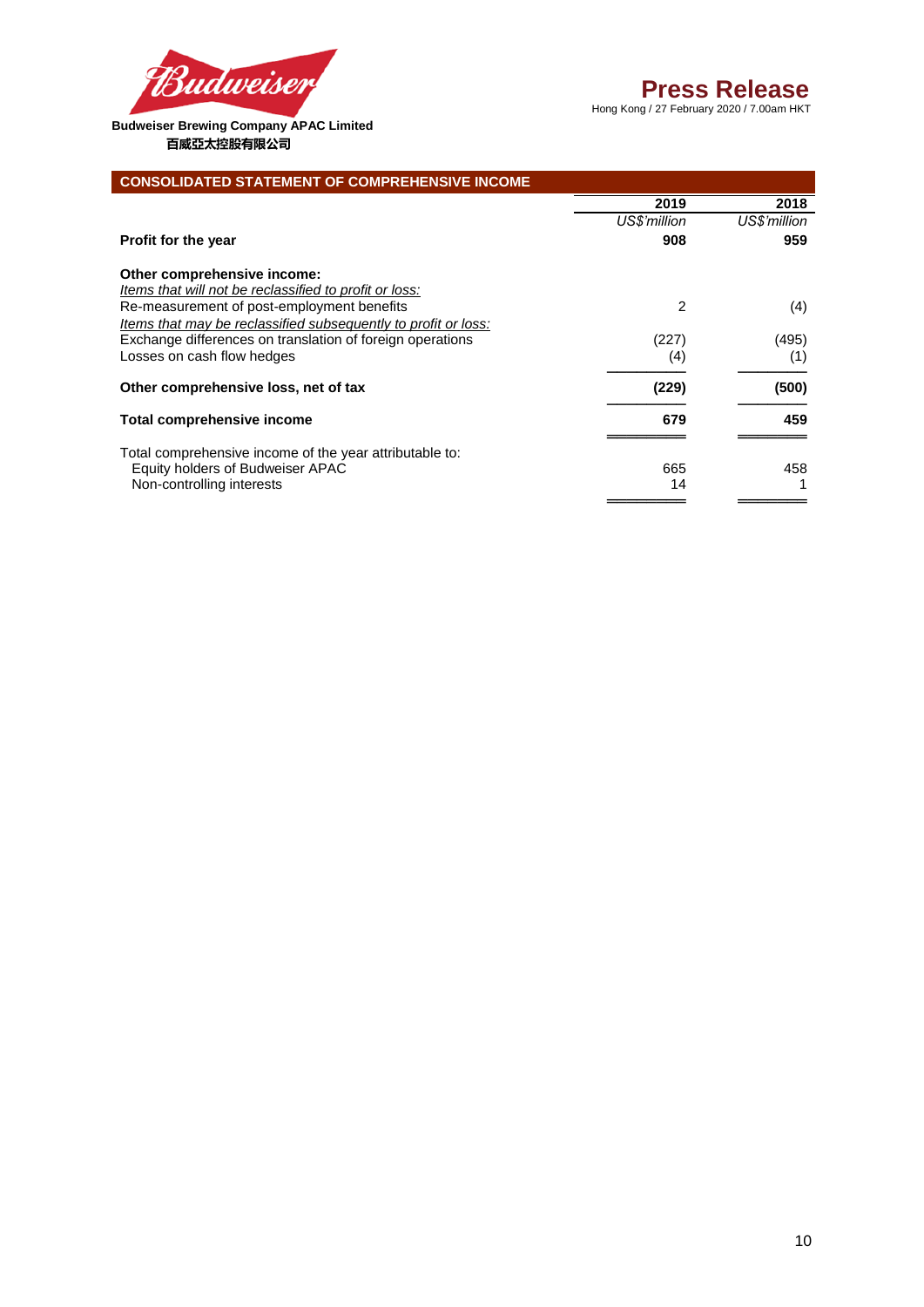Budweiser Brewing Company APAC Limited
百威亞太控股有限公司

# Press Release

Hong Kong / 27 February 2020 / 7.00am HKT

## CONSOLIDATED STATEMENT OF COMPREHENSIVE INCOME

| | 2019 | 2018 |
|---|---|---|
| | *US$'million* | *US$'million* |
| **Profit for the year** | **908** | **959** |
| | | |
| **Other comprehensive income:** | | |
| *Items that will not be reclassified to profit or loss:* | | |
| Re-measurement of post-employment benefits | 2 | (4) |
| *Items that may be reclassified subsequently to profit or loss:* | | |
| Exchange differences on translation of foreign operations | (227) | (495) |
| Losses on cash flow hedges | (4) | (1) |
| **Other comprehensive loss, net of tax** | **(229)** | **(500)** |
| **Total comprehensive income** | **679** | **459** |
| | | |
| Total comprehensive income of the year attributable to: | | |
| Equity holders of Budweiser APAC | 665 | 458 |
| Non-controlling interests | 14 | 1 |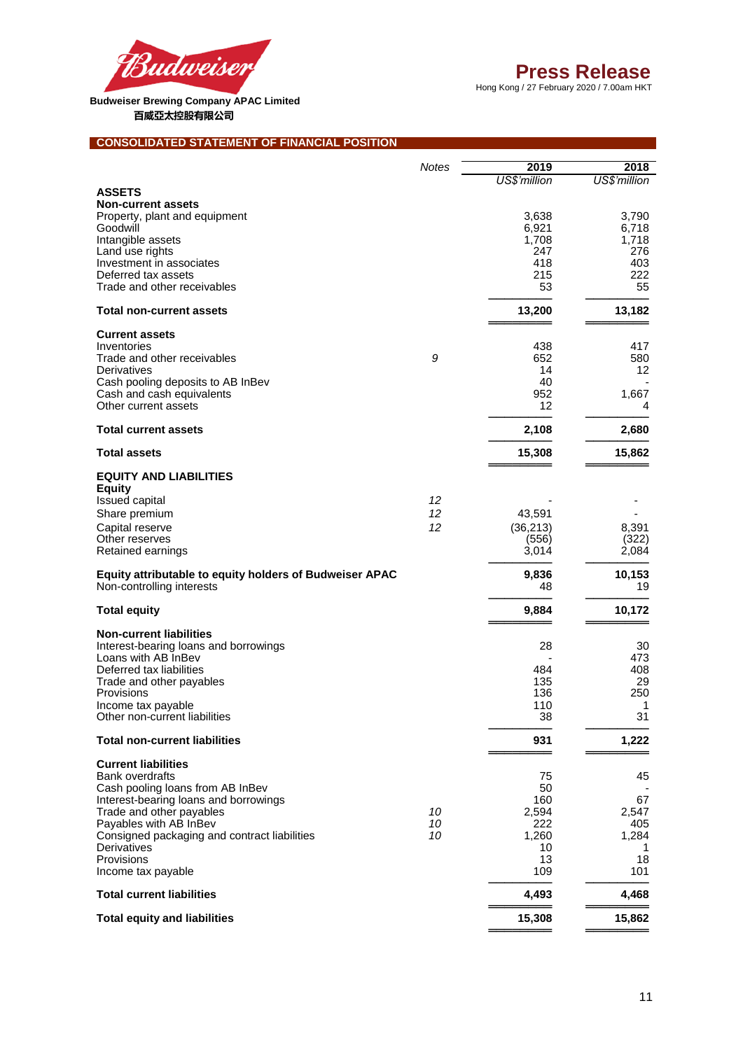**Budweiser Brewing Company APAC Limited**
**百威亞太控股有限公司**

# Press Release

Hong Kong / 27 February 2020 / 7.00am HKT

## CONSOLIDATED STATEMENT OF FINANCIAL POSITION

| | *Notes* | 2019 | 2018 |
|---|---|---|---|
| | | *US$'million* | *US$'million* |
| **ASSETS** | | | |
| **Non-current assets** | | | |
| Property, plant and equipment | | 3,638 | 3,790 |
| Goodwill | | 6,921 | 6,718 |
| Intangible assets | | 1,708 | 1,718 |
| Land use rights | | 247 | 276 |
| Investment in associates | | 418 | 403 |
| Deferred tax assets | | 215 | 222 |
| Trade and other receivables | | 53 | 55 |
| **Total non-current assets** | | **13,200** | **13,182** |
| **Current assets** | | | |
| Inventories | | 438 | 417 |
| Trade and other receivables | *9* | 652 | 580 |
| Derivatives | | 14 | 12 |
| Cash pooling deposits to AB InBev | | 40 | - |
| Cash and cash equivalents | | 952 | 1,667 |
| Other current assets | | 12 | 4 |
| **Total current assets** | | **2,108** | **2,680** |
| **Total assets** | | **15,308** | **15,862** |
| **EQUITY AND LIABILITIES** | | | |
| **Equity** | | | |
| Issued capital | *12* | - | - |
| Share premium | *12* | 43,591 | - |
| Capital reserve | *12* | (36,213) | 8,391 |
| Other reserves | | (556) | (322) |
| Retained earnings | | 3,014 | 2,084 |
| **Equity attributable to equity holders of Budweiser APAC** | | **9,836** | **10,153** |
| Non-controlling interests | | 48 | 19 |
| **Total equity** | | **9,884** | **10,172** |
| **Non-current liabilities** | | | |
| Interest-bearing loans and borrowings | | 28 | 30 |
| Loans with AB InBev | | - | 473 |
| Deferred tax liabilities | | 484 | 408 |
| Trade and other payables | | 135 | 29 |
| Provisions | | 136 | 250 |
| Income tax payable | | 110 | 1 |
| Other non-current liabilities | | 38 | 31 |
| **Total non-current liabilities** | | **931** | **1,222** |
| **Current liabilities** | | | |
| Bank overdrafts | | 75 | 45 |
| Cash pooling loans from AB InBev | | 50 | - |
| Interest-bearing loans and borrowings | | 160 | 67 |
| Trade and other payables | *10* | 2,594 | 2,547 |
| Payables with AB InBev | *10* | 222 | 405 |
| Consigned packaging and contract liabilities | *10* | 1,260 | 1,284 |
| Derivatives | | 10 | 1 |
| Provisions | | 13 | 18 |
| Income tax payable | | 109 | 101 |
| **Total current liabilities** | | **4,493** | **4,468** |
| **Total equity and liabilities** | | **15,308** | **15,862** |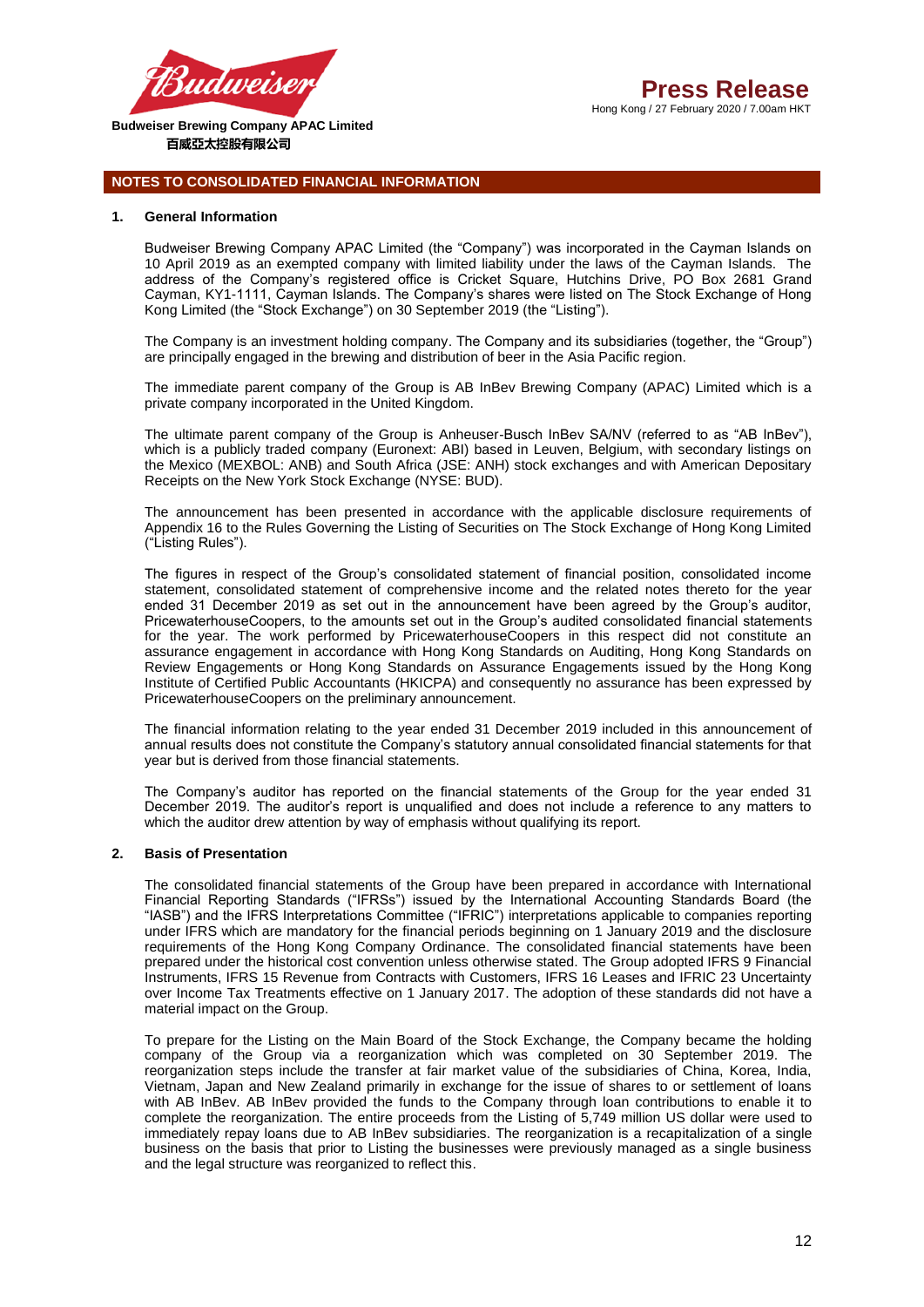## NOTES TO CONSOLIDATED FINANCIAL INFORMATION

### 1. General Information

Budweiser Brewing Company APAC Limited (the "Company") was incorporated in the Cayman Islands on 10 April 2019 as an exempted company with limited liability under the laws of the Cayman Islands. The address of the Company's registered office is Cricket Square, Hutchins Drive, PO Box 2681 Grand Cayman, KY1-1111, Cayman Islands. The Company's shares were listed on The Stock Exchange of Hong Kong Limited (the "Stock Exchange") on 30 September 2019 (the "Listing").

The Company is an investment holding company. The Company and its subsidiaries (together, the "Group") are principally engaged in the brewing and distribution of beer in the Asia Pacific region.

The immediate parent company of the Group is AB InBev Brewing Company (APAC) Limited which is a private company incorporated in the United Kingdom.

The ultimate parent company of the Group is Anheuser-Busch InBev SA/NV (referred to as "AB InBev"), which is a publicly traded company (Euronext: ABI) based in Leuven, Belgium, with secondary listings on the Mexico (MEXBOL: ANB) and South Africa (JSE: ANH) stock exchanges and with American Depositary Receipts on the New York Stock Exchange (NYSE: BUD).

The announcement has been presented in accordance with the applicable disclosure requirements of Appendix 16 to the Rules Governing the Listing of Securities on The Stock Exchange of Hong Kong Limited ("Listing Rules").

The figures in respect of the Group's consolidated statement of financial position, consolidated income statement, consolidated statement of comprehensive income and the related notes thereto for the year ended 31 December 2019 as set out in the announcement have been agreed by the Group's auditor, PricewaterhouseCoopers, to the amounts set out in the Group's audited consolidated financial statements for the year. The work performed by PricewaterhouseCoopers in this respect did not constitute an assurance engagement in accordance with Hong Kong Standards on Auditing, Hong Kong Standards on Review Engagements or Hong Kong Standards on Assurance Engagements issued by the Hong Kong Institute of Certified Public Accountants (HKICPA) and consequently no assurance has been expressed by PricewaterhouseCoopers on the preliminary announcement.

The financial information relating to the year ended 31 December 2019 included in this announcement of annual results does not constitute the Company's statutory annual consolidated financial statements for that year but is derived from those financial statements.

The Company's auditor has reported on the financial statements of the Group for the year ended 31 December 2019. The auditor's report is unqualified and does not include a reference to any matters to which the auditor drew attention by way of emphasis without qualifying its report.

### 2. Basis of Presentation

The consolidated financial statements of the Group have been prepared in accordance with International Financial Reporting Standards ("IFRSs") issued by the International Accounting Standards Board (the "IASB") and the IFRS Interpretations Committee ("IFRIC") interpretations applicable to companies reporting under IFRS which are mandatory for the financial periods beginning on 1 January 2019 and the disclosure requirements of the Hong Kong Company Ordinance. The consolidated financial statements have been prepared under the historical cost convention unless otherwise stated. The Group adopted IFRS 9 Financial Instruments, IFRS 15 Revenue from Contracts with Customers, IFRS 16 Leases and IFRIC 23 Uncertainty over Income Tax Treatments effective on 1 January 2017. The adoption of these standards did not have a material impact on the Group.

To prepare for the Listing on the Main Board of the Stock Exchange, the Company became the holding company of the Group via a reorganization which was completed on 30 September 2019. The reorganization steps include the transfer at fair market value of the subsidiaries of China, Korea, India, Vietnam, Japan and New Zealand primarily in exchange for the issue of shares to or settlement of loans with AB InBev. AB InBev provided the funds to the Company through loan contributions to enable it to complete the reorganization. The entire proceeds from the Listing of 5,749 million US dollar were used to immediately repay loans due to AB InBev subsidiaries. The reorganization is a recapitalization of a single business on the basis that prior to Listing the businesses were previously managed as a single business and the legal structure was reorganized to reflect this.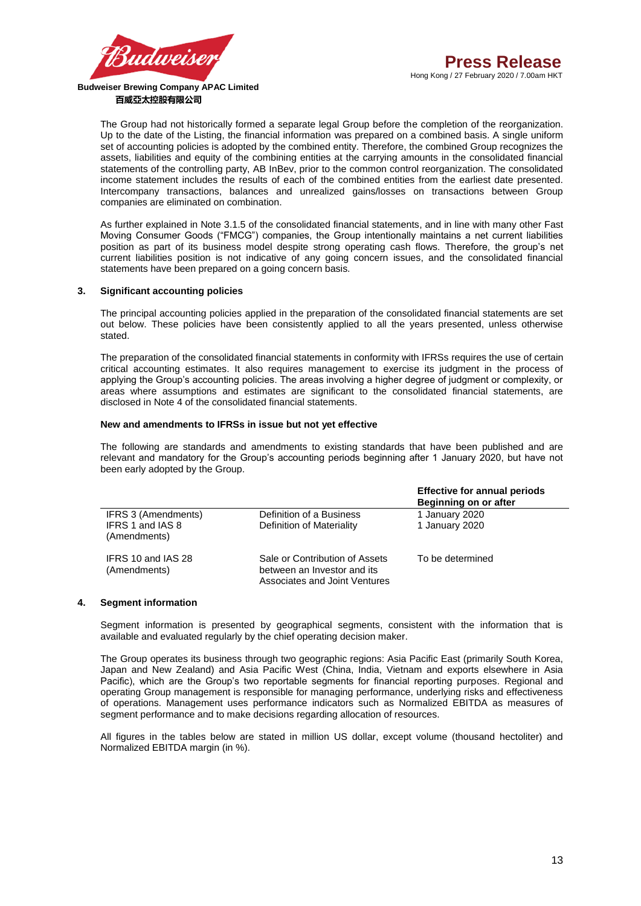The Group had not historically formed a separate legal Group before the completion of the reorganization. Up to the date of the Listing, the financial information was prepared on a combined basis. A single uniform set of accounting policies is adopted by the combined entity. Therefore, the combined Group recognizes the assets, liabilities and equity of the combining entities at the carrying amounts in the consolidated financial statements of the controlling party, AB InBev, prior to the common control reorganization. The consolidated income statement includes the results of each of the combined entities from the earliest date presented. Intercompany transactions, balances and unrealized gains/losses on transactions between Group companies are eliminated on combination.

As further explained in Note 3.1.5 of the consolidated financial statements, and in line with many other Fast Moving Consumer Goods ("FMCG") companies, the Group intentionally maintains a net current liabilities position as part of its business model despite strong operating cash flows. Therefore, the group's net current liabilities position is not indicative of any going concern issues, and the consolidated financial statements have been prepared on a going concern basis.

## 3. Significant accounting policies

The principal accounting policies applied in the preparation of the consolidated financial statements are set out below. These policies have been consistently applied to all the years presented, unless otherwise stated.

The preparation of the consolidated financial statements in conformity with IFRSs requires the use of certain critical accounting estimates. It also requires management to exercise its judgment in the process of applying the Group's accounting policies. The areas involving a higher degree of judgment or complexity, or areas where assumptions and estimates are significant to the consolidated financial statements, are disclosed in Note 4 of the consolidated financial statements.

**New and amendments to IFRSs in issue but not yet effective**

The following are standards and amendments to existing standards that have been published and are relevant and mandatory for the Group's accounting periods beginning after 1 January 2020, but have not been early adopted by the Group.

| | | Effective for annual periods Beginning on or after |
|---|---|---|
| IFRS 3 (Amendments) | Definition of a Business | 1 January 2020 |
| IFRS 1 and IAS 8 (Amendments) | Definition of Materiality | 1 January 2020 |
| IFRS 10 and IAS 28 (Amendments) | Sale or Contribution of Assets between an Investor and its Associates and Joint Ventures | To be determined |

## 4. Segment information

Segment information is presented by geographical segments, consistent with the information that is available and evaluated regularly by the chief operating decision maker.

The Group operates its business through two geographic regions: Asia Pacific East (primarily South Korea, Japan and New Zealand) and Asia Pacific West (China, India, Vietnam and exports elsewhere in Asia Pacific), which are the Group's two reportable segments for financial reporting purposes. Regional and operating Group management is responsible for managing performance, underlying risks and effectiveness of operations. Management uses performance indicators such as Normalized EBITDA as measures of segment performance and to make decisions regarding allocation of resources.

All figures in the tables below are stated in million US dollar, except volume (thousand hectoliter) and Normalized EBITDA margin (in %).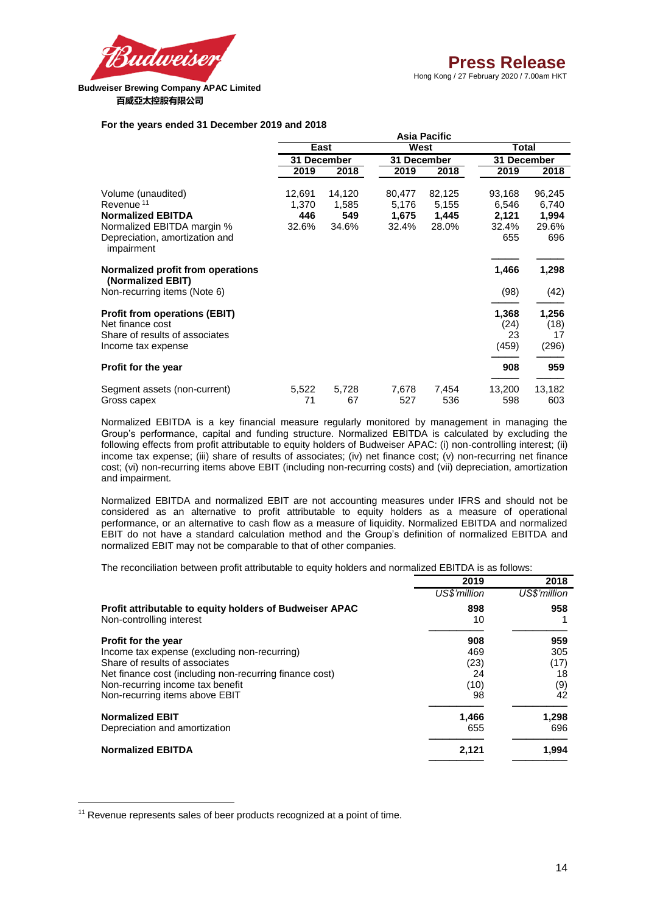**For the years ended 31 December 2019 and 2018**

| | Asia Pacific | | | | | |
|---|---|---|---|---|---|---|
| | East | | West | | Total | |
| | 31 December | | 31 December | | 31 December | |
| | 2019 | 2018 | 2019 | 2018 | 2019 | 2018 |
| Volume (unaudited) | 12,691 | 14,120 | 80,477 | 82,125 | 93,168 | 96,245 |
| Revenue [11] | 1,370 | 1,585 | 5,176 | 5,155 | 6,546 | 6,740 |
| **Normalized EBITDA** | **446** | **549** | **1,675** | **1,445** | **2,121** | **1,994** |
| Normalized EBITDA margin % | 32.6% | 34.6% | 32.4% | 28.0% | 32.4% | 29.6% |
| Depreciation, amortization and impairment | | | | | 655 | 696 |
| **Normalized profit from operations (Normalized EBIT)** | | | | | **1,466** | **1,298** |
| Non-recurring items (Note 6) | | | | | (98) | (42) |
| **Profit from operations (EBIT)** | | | | | **1,368** | **1,256** |
| Net finance cost | | | | | (24) | (18) |
| Share of results of associates | | | | | 23 | 17 |
| Income tax expense | | | | | (459) | (296) |
| **Profit for the year** | | | | | **908** | **959** |
| Segment assets (non-current) | 5,522 | 5,728 | 7,678 | 7,454 | 13,200 | 13,182 |
| Gross capex | 71 | 67 | 527 | 536 | 598 | 603 |

Normalized EBITDA is a key financial measure regularly monitored by management in managing the Group's performance, capital and funding structure. Normalized EBITDA is calculated by excluding the following effects from profit attributable to equity holders of Budweiser APAC: (i) non-controlling interest; (ii) income tax expense; (iii) share of results of associates; (iv) net finance cost; (v) non-recurring net finance cost; (vi) non-recurring items above EBIT (including non-recurring costs) and (vii) depreciation, amortization and impairment.

Normalized EBITDA and normalized EBIT are not accounting measures under IFRS and should not be considered as an alternative to profit attributable to equity holders as a measure of operational performance, or an alternative to cash flow as a measure of liquidity. Normalized EBITDA and normalized EBIT do not have a standard calculation method and the Group's definition of normalized EBITDA and normalized EBIT may not be comparable to that of other companies.

The reconciliation between profit attributable to equity holders and normalized EBITDA is as follows:

| | 2019 | 2018 |
|---|---|---|
| | *US$'million* | *US$'million* |
| **Profit attributable to equity holders of Budweiser APAC** | **898** | **958** |
| Non-controlling interest | 10 | 1 |
| **Profit for the year** | **908** | **959** |
| Income tax expense (excluding non-recurring) | 469 | 305 |
| Share of results of associates | (23) | (17) |
| Net finance cost (including non-recurring finance cost) | 24 | 18 |
| Non-recurring income tax benefit | (10) | (9) |
| Non-recurring items above EBIT | 98 | 42 |
| **Normalized EBIT** | **1,466** | **1,298** |
| Depreciation and amortization | 655 | 696 |
| **Normalized EBITDA** | **2,121** | **1,994** |

[11] Revenue represents sales of beer products recognized at a point of time.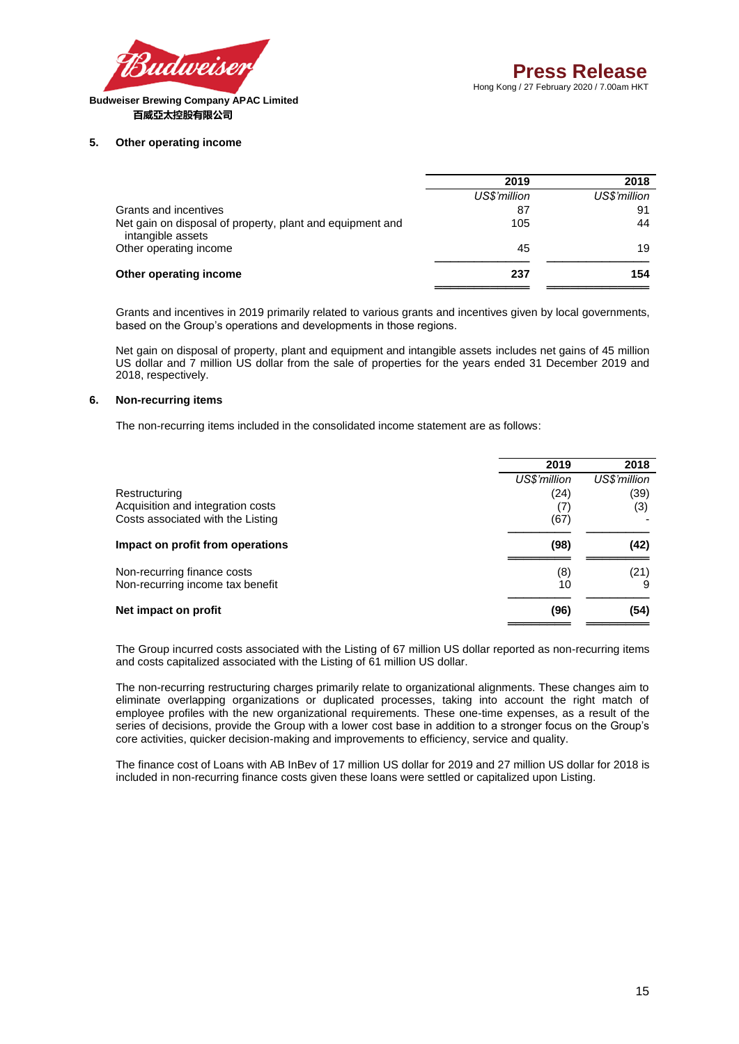## 5. Other operating income

| | 2019 | 2018 |
|---|---|---|
| | *US$'million* | *US$'million* |
| Grants and incentives | 87 | 91 |
| Net gain on disposal of property, plant and equipment and intangible assets | 105 | 44 |
| Other operating income | 45 | 19 |
| **Other operating income** | **237** | **154** |

Grants and incentives in 2019 primarily related to various grants and incentives given by local governments, based on the Group's operations and developments in those regions.

Net gain on disposal of property, plant and equipment and intangible assets includes net gains of 45 million US dollar and 7 million US dollar from the sale of properties for the years ended 31 December 2019 and 2018, respectively.

## 6. Non-recurring items

The non-recurring items included in the consolidated income statement are as follows:

| | 2019 | 2018 |
|---|---|---|
| | *US$'million* | *US$'million* |
| Restructuring | (24) | (39) |
| Acquisition and integration costs | (7) | (3) |
| Costs associated with the Listing | (67) | - |
| **Impact on profit from operations** | **(98)** | **(42)** |
| Non-recurring finance costs | (8) | (21) |
| Non-recurring income tax benefit | 10 | 9 |
| **Net impact on profit** | **(96)** | **(54)** |

The Group incurred costs associated with the Listing of 67 million US dollar reported as non-recurring items and costs capitalized associated with the Listing of 61 million US dollar.

The non-recurring restructuring charges primarily relate to organizational alignments. These changes aim to eliminate overlapping organizations or duplicated processes, taking into account the right match of employee profiles with the new organizational requirements. These one-time expenses, as a result of the series of decisions, provide the Group with a lower cost base in addition to a stronger focus on the Group's core activities, quicker decision-making and improvements to efficiency, service and quality.

The finance cost of Loans with AB InBev of 17 million US dollar for 2019 and 27 million US dollar for 2018 is included in non-recurring finance costs given these loans were settled or capitalized upon Listing.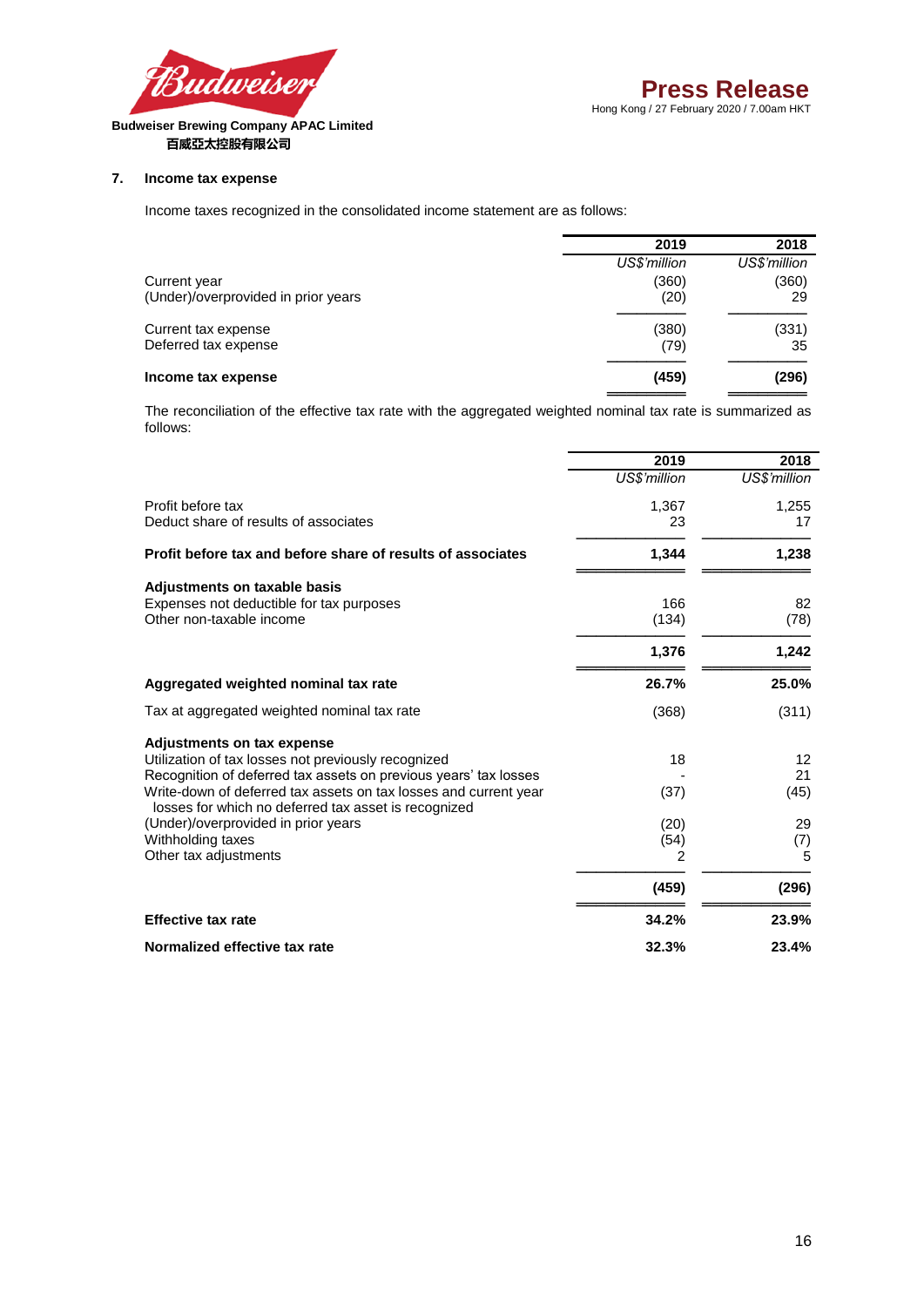### 7. Income tax expense

Income taxes recognized in the consolidated income statement are as follows:

| | 2019 | 2018 |
|---|---|---|
| | *US$'million* | *US$'million* |
| Current year | (360) | (360) |
| (Under)/overprovided in prior years | (20) | 29 |
| Current tax expense | (380) | (331) |
| Deferred tax expense | (79) | 35 |
| **Income tax expense** | **(459)** | **(296)** |

The reconciliation of the effective tax rate with the aggregated weighted nominal tax rate is summarized as follows:

| | 2019 | 2018 |
|---|---|---|
| | *US$'million* | *US$'million* |
| Profit before tax | 1,367 | 1,255 |
| Deduct share of results of associates | 23 | 17 |
| **Profit before tax and before share of results of associates** | **1,344** | **1,238** |
| **Adjustments on taxable basis** | | |
| Expenses not deductible for tax purposes | 166 | 82 |
| Other non-taxable income | (134) | (78) |
| | **1,376** | **1,242** |
| **Aggregated weighted nominal tax rate** | **26.7%** | **25.0%** |
| Tax at aggregated weighted nominal tax rate | (368) | (311) |
| **Adjustments on tax expense** | | |
| Utilization of tax losses not previously recognized | 18 | 12 |
| Recognition of deferred tax assets on previous years' tax losses | - | 21 |
| Write-down of deferred tax assets on tax losses and current year losses for which no deferred tax asset is recognized | (37) | (45) |
| (Under)/overprovided in prior years | (20) | 29 |
| Withholding taxes | (54) | (7) |
| Other tax adjustments | 2 | 5 |
| | **(459)** | **(296)** |
| **Effective tax rate** | **34.2%** | **23.9%** |
| **Normalized effective tax rate** | **32.3%** | **23.4%** |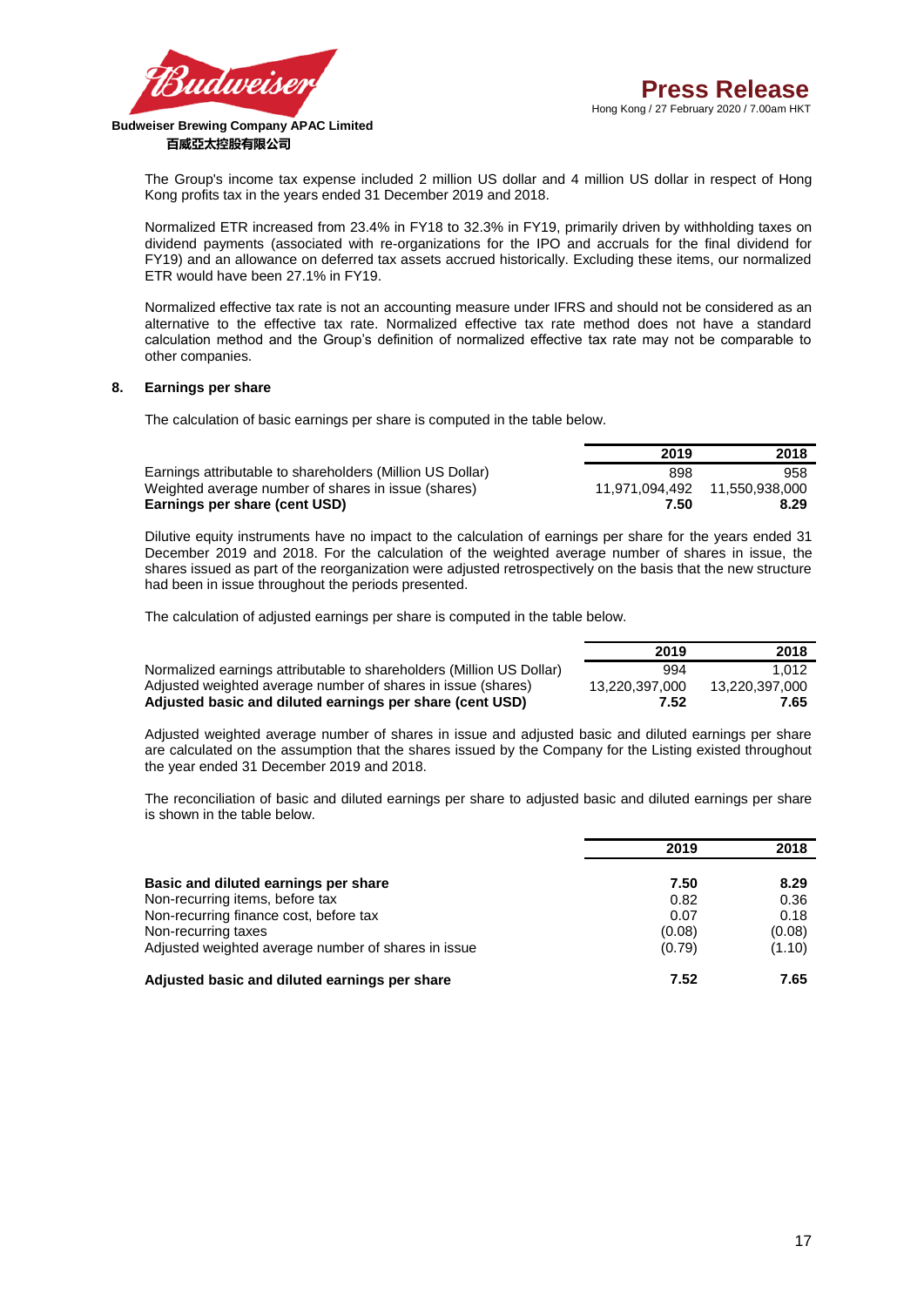The Group's income tax expense included 2 million US dollar and 4 million US dollar in respect of Hong Kong profits tax in the years ended 31 December 2019 and 2018.

Normalized ETR increased from 23.4% in FY18 to 32.3% in FY19, primarily driven by withholding taxes on dividend payments (associated with re-organizations for the IPO and accruals for the final dividend for FY19) and an allowance on deferred tax assets accrued historically. Excluding these items, our normalized ETR would have been 27.1% in FY19.

Normalized effective tax rate is not an accounting measure under IFRS and should not be considered as an alternative to the effective tax rate. Normalized effective tax rate method does not have a standard calculation method and the Group's definition of normalized effective tax rate may not be comparable to other companies.

## 8. Earnings per share

The calculation of basic earnings per share is computed in the table below.

| | 2019 | 2018 |
|---|---|---|
| Earnings attributable to shareholders (Million US Dollar) | 898 | 958 |
| Weighted average number of shares in issue (shares) | 11,971,094,492 | 11,550,938,000 |
| **Earnings per share (cent USD)** | **7.50** | **8.29** |

Dilutive equity instruments have no impact to the calculation of earnings per share for the years ended 31 December 2019 and 2018. For the calculation of the weighted average number of shares in issue, the shares issued as part of the reorganization were adjusted retrospectively on the basis that the new structure had been in issue throughout the periods presented.

The calculation of adjusted earnings per share is computed in the table below.

| | 2019 | 2018 |
|---|---|---|
| Normalized earnings attributable to shareholders (Million US Dollar) | 994 | 1,012 |
| Adjusted weighted average number of shares in issue (shares) | 13,220,397,000 | 13,220,397,000 |
| **Adjusted basic and diluted earnings per share (cent USD)** | **7.52** | **7.65** |

Adjusted weighted average number of shares in issue and adjusted basic and diluted earnings per share are calculated on the assumption that the shares issued by the Company for the Listing existed throughout the year ended 31 December 2019 and 2018.

The reconciliation of basic and diluted earnings per share to adjusted basic and diluted earnings per share is shown in the table below.

| | 2019 | 2018 |
|---|---|---|
| **Basic and diluted earnings per share** | **7.50** | **8.29** |
| Non-recurring items, before tax | 0.82 | 0.36 |
| Non-recurring finance cost, before tax | 0.07 | 0.18 |
| Non-recurring taxes | (0.08) | (0.08) |
| Adjusted weighted average number of shares in issue | (0.79) | (1.10) |
| **Adjusted basic and diluted earnings per share** | **7.52** | **7.65** |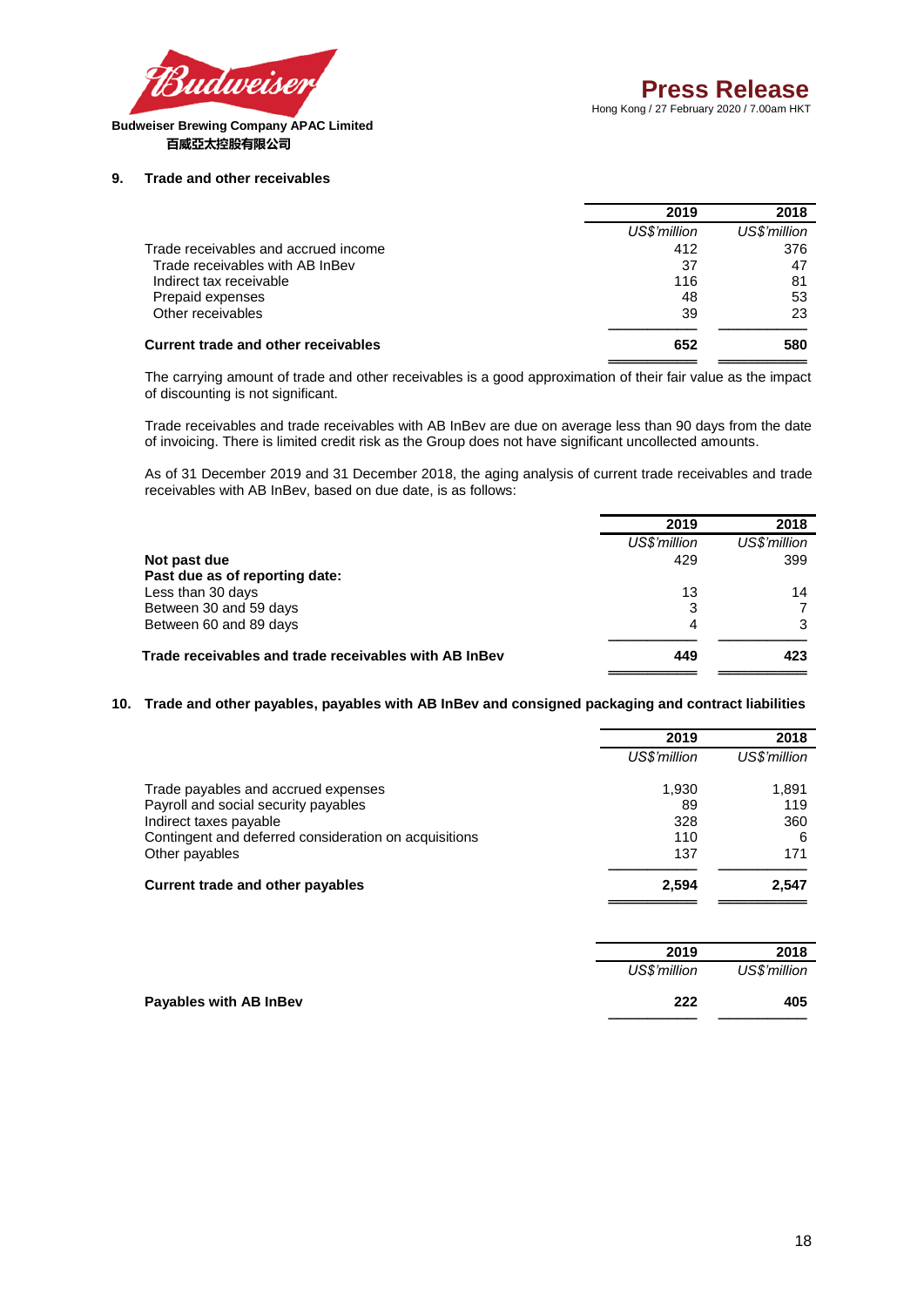## 9. Trade and other receivables

| | 2019 | 2018 |
|---|---|---|
| | *US$'million* | *US$'million* |
| Trade receivables and accrued income | 412 | 376 |
| Trade receivables with AB InBev | 37 | 47 |
| Indirect tax receivable | 116 | 81 |
| Prepaid expenses | 48 | 53 |
| Other receivables | 39 | 23 |
| **Current trade and other receivables** | **652** | **580** |

The carrying amount of trade and other receivables is a good approximation of their fair value as the impact of discounting is not significant.

Trade receivables and trade receivables with AB InBev are due on average less than 90 days from the date of invoicing. There is limited credit risk as the Group does not have significant uncollected amounts.

As of 31 December 2019 and 31 December 2018, the aging analysis of current trade receivables and trade receivables with AB InBev, based on due date, is as follows:

| | 2019 | 2018 |
|---|---|---|
| | *US$'million* | *US$'million* |
| **Not past due** | 429 | 399 |
| **Past due as of reporting date:** | | |
| Less than 30 days | 13 | 14 |
| Between 30 and 59 days | 3 | 7 |
| Between 60 and 89 days | 4 | 3 |
| **Trade receivables and trade receivables with AB InBev** | **449** | **423** |

## 10. Trade and other payables, payables with AB InBev and consigned packaging and contract liabilities

| | 2019 | 2018 |
|---|---|---|
| | *US$'million* | *US$'million* |
| Trade payables and accrued expenses | 1,930 | 1,891 |
| Payroll and social security payables | 89 | 119 |
| Indirect taxes payable | 328 | 360 |
| Contingent and deferred consideration on acquisitions | 110 | 6 |
| Other payables | 137 | 171 |
| **Current trade and other payables** | **2,594** | **2,547** |

| | 2019 | 2018 |
|---|---|---|
| | *US$'million* | *US$'million* |
| **Payables with AB InBev** | **222** | **405** |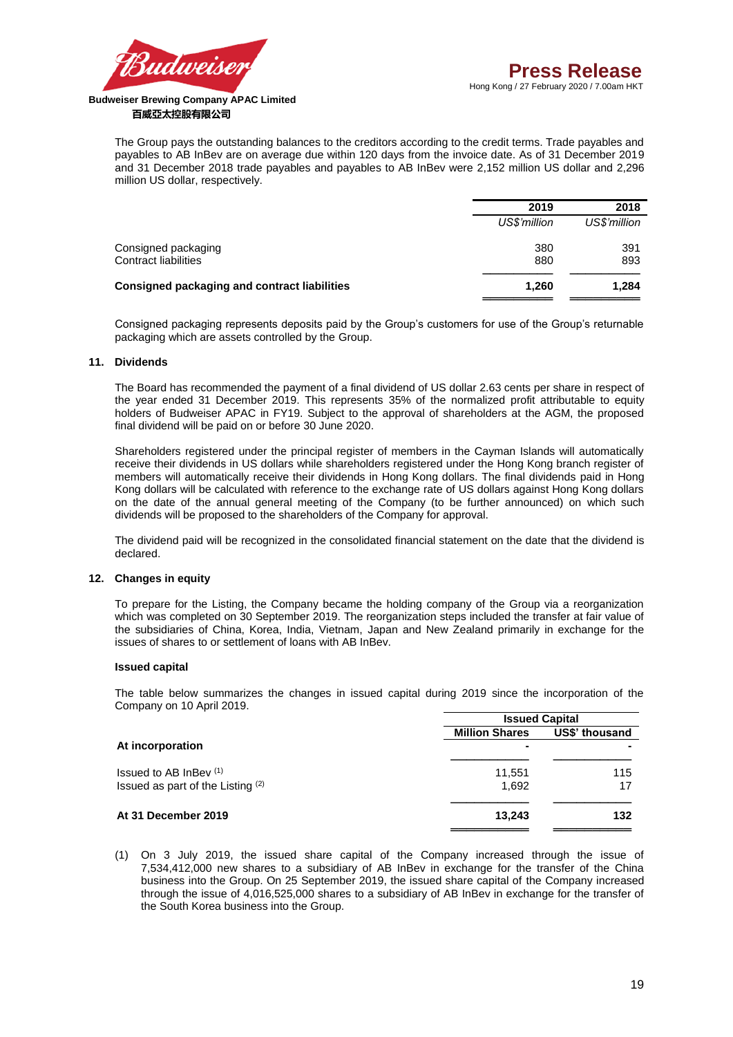The Group pays the outstanding balances to the creditors according to the credit terms. Trade payables and payables to AB InBev are on average due within 120 days from the invoice date. As of 31 December 2019 and 31 December 2018 trade payables and payables to AB InBev were 2,152 million US dollar and 2,296 million US dollar, respectively.

| | 2019 | 2018 |
|---|---|---|
| | *US$'million* | *US$'million* |
| Consigned packaging | 380 | 391 |
| Contract liabilities | 880 | 893 |
| **Consigned packaging and contract liabilities** | **1,260** | **1,284** |

Consigned packaging represents deposits paid by the Group's customers for use of the Group's returnable packaging which are assets controlled by the Group.

## 11. Dividends

The Board has recommended the payment of a final dividend of US dollar 2.63 cents per share in respect of the year ended 31 December 2019. This represents 35% of the normalized profit attributable to equity holders of Budweiser APAC in FY19. Subject to the approval of shareholders at the AGM, the proposed final dividend will be paid on or before 30 June 2020.

Shareholders registered under the principal register of members in the Cayman Islands will automatically receive their dividends in US dollars while shareholders registered under the Hong Kong branch register of members will automatically receive their dividends in Hong Kong dollars. The final dividends paid in Hong Kong dollars will be calculated with reference to the exchange rate of US dollars against Hong Kong dollars on the date of the annual general meeting of the Company (to be further announced) on which such dividends will be proposed to the shareholders of the Company for approval.

The dividend paid will be recognized in the consolidated financial statement on the date that the dividend is declared.

## 12. Changes in equity

To prepare for the Listing, the Company became the holding company of the Group via a reorganization which was completed on 30 September 2019. The reorganization steps included the transfer at fair value of the subsidiaries of China, Korea, India, Vietnam, Japan and New Zealand primarily in exchange for the issues of shares to or settlement of loans with AB InBev.

### Issued capital

The table below summarizes the changes in issued capital during 2019 since the incorporation of the Company on 10 April 2019.

| | Issued Capital | |
|---|---|---|
| | **Million Shares** | **US$' thousand** |
| **At incorporation** | - | - |
| Issued to AB InBev (1) | 11,551 | 115 |
| Issued as part of the Listing (2) | 1,692 | 17 |
| **At 31 December 2019** | **13,243** | **132** |

(1) On 3 July 2019, the issued share capital of the Company increased through the issue of 7,534,412,000 new shares to a subsidiary of AB InBev in exchange for the transfer of the China business into the Group. On 25 September 2019, the issued share capital of the Company increased through the issue of 4,016,525,000 shares to a subsidiary of AB InBev in exchange for the transfer of the South Korea business into the Group.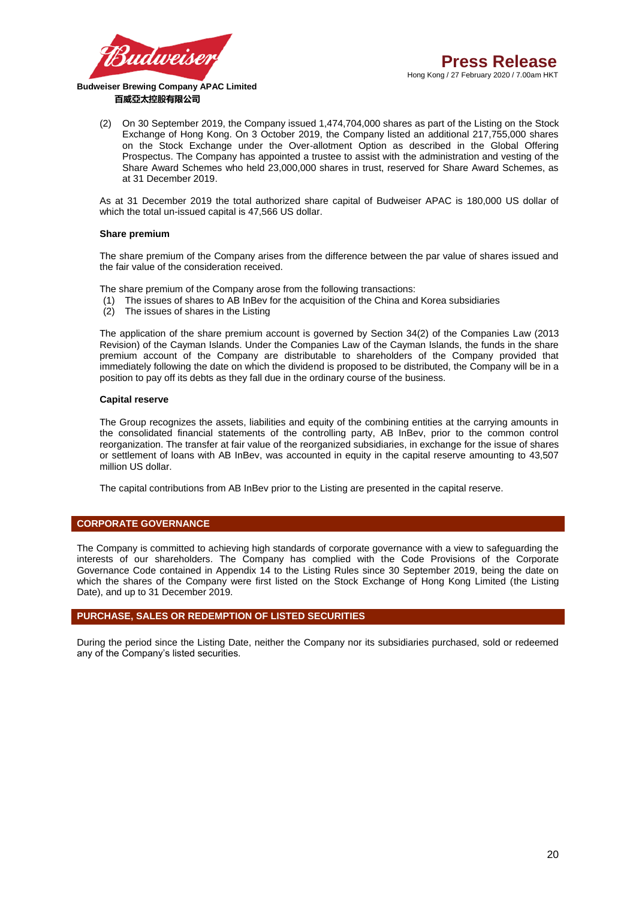(2) On 30 September 2019, the Company issued 1,474,704,000 shares as part of the Listing on the Stock Exchange of Hong Kong. On 3 October 2019, the Company listed an additional 217,755,000 shares on the Stock Exchange under the Over-allotment Option as described in the Global Offering Prospectus. The Company has appointed a trustee to assist with the administration and vesting of the Share Award Schemes who held 23,000,000 shares in trust, reserved for Share Award Schemes, as at 31 December 2019.

As at 31 December 2019 the total authorized share capital of Budweiser APAC is 180,000 US dollar of which the total un-issued capital is 47,566 US dollar.

**Share premium**

The share premium of the Company arises from the difference between the par value of shares issued and the fair value of the consideration received.

The share premium of the Company arose from the following transactions:

(1) The issues of shares to AB InBev for the acquisition of the China and Korea subsidiaries
(2) The issues of shares in the Listing

The application of the share premium account is governed by Section 34(2) of the Companies Law (2013 Revision) of the Cayman Islands. Under the Companies Law of the Cayman Islands, the funds in the share premium account of the Company are distributable to shareholders of the Company provided that immediately following the date on which the dividend is proposed to be distributed, the Company will be in a position to pay off its debts as they fall due in the ordinary course of the business.

**Capital reserve**

The Group recognizes the assets, liabilities and equity of the combining entities at the carrying amounts in the consolidated financial statements of the controlling party, AB InBev, prior to the common control reorganization. The transfer at fair value of the reorganized subsidiaries, in exchange for the issue of shares or settlement of loans with AB InBev, was accounted in equity in the capital reserve amounting to 43,507 million US dollar.

The capital contributions from AB InBev prior to the Listing are presented in the capital reserve.

## CORPORATE GOVERNANCE

The Company is committed to achieving high standards of corporate governance with a view to safeguarding the interests of our shareholders. The Company has complied with the Code Provisions of the Corporate Governance Code contained in Appendix 14 to the Listing Rules since 30 September 2019, being the date on which the shares of the Company were first listed on the Stock Exchange of Hong Kong Limited (the Listing Date), and up to 31 December 2019.

## PURCHASE, SALES OR REDEMPTION OF LISTED SECURITIES

During the period since the Listing Date, neither the Company nor its subsidiaries purchased, sold or redeemed any of the Company's listed securities.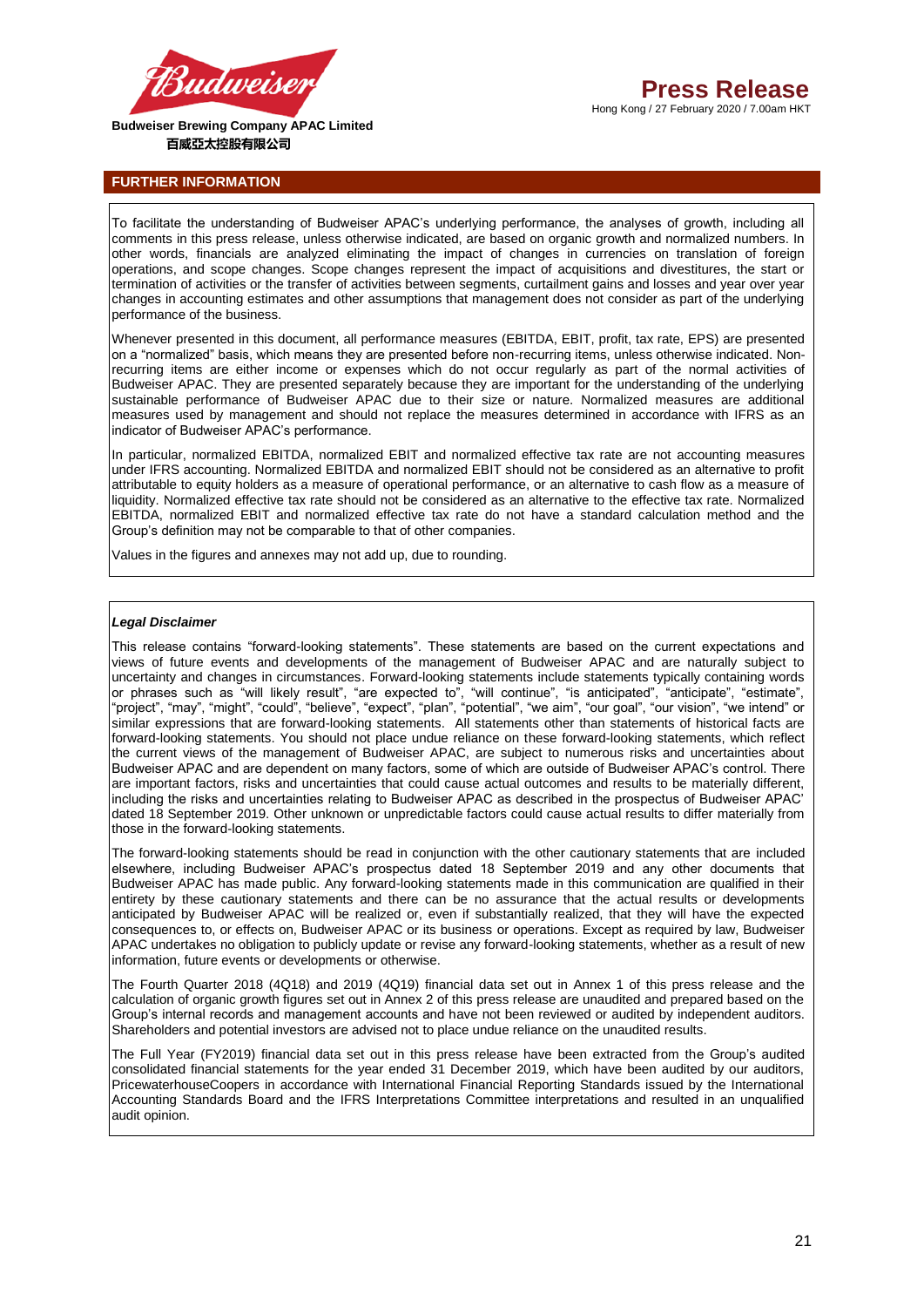## FURTHER INFORMATION

To facilitate the understanding of Budweiser APAC's underlying performance, the analyses of growth, including all comments in this press release, unless otherwise indicated, are based on organic growth and normalized numbers. In other words, financials are analyzed eliminating the impact of changes in currencies on translation of foreign operations, and scope changes. Scope changes represent the impact of acquisitions and divestitures, the start or termination of activities or the transfer of activities between segments, curtailment gains and losses and year over year changes in accounting estimates and other assumptions that management does not consider as part of the underlying performance of the business.

Whenever presented in this document, all performance measures (EBITDA, EBIT, profit, tax rate, EPS) are presented on a "normalized" basis, which means they are presented before non-recurring items, unless otherwise indicated. Non-recurring items are either income or expenses which do not occur regularly as part of the normal activities of Budweiser APAC. They are presented separately because they are important for the understanding of the underlying sustainable performance of Budweiser APAC due to their size or nature. Normalized measures are additional measures used by management and should not replace the measures determined in accordance with IFRS as an indicator of Budweiser APAC's performance.

In particular, normalized EBITDA, normalized EBIT and normalized effective tax rate are not accounting measures under IFRS accounting. Normalized EBITDA and normalized EBIT should not be considered as an alternative to profit attributable to equity holders as a measure of operational performance, or an alternative to cash flow as a measure of liquidity. Normalized effective tax rate should not be considered as an alternative to the effective tax rate. Normalized EBITDA, normalized EBIT and normalized effective tax rate do not have a standard calculation method and the Group's definition may not be comparable to that of other companies.

Values in the figures and annexes may not add up, due to rounding.

***Legal Disclaimer***

This release contains "forward-looking statements". These statements are based on the current expectations and views of future events and developments of the management of Budweiser APAC and are naturally subject to uncertainty and changes in circumstances. Forward-looking statements include statements typically containing words or phrases such as "will likely result", "are expected to", "will continue", "is anticipated", "anticipate", "estimate", "project", "may", "might", "could", "believe", "expect", "plan", "potential", "we aim", "our goal", "our vision", "we intend" or similar expressions that are forward-looking statements. All statements other than statements of historical facts are forward-looking statements. You should not place undue reliance on these forward-looking statements, which reflect the current views of the management of Budweiser APAC, are subject to numerous risks and uncertainties about Budweiser APAC and are dependent on many factors, some of which are outside of Budweiser APAC's control. There are important factors, risks and uncertainties that could cause actual outcomes and results to be materially different, including the risks and uncertainties relating to Budweiser APAC as described in the prospectus of Budweiser APAC' dated 18 September 2019. Other unknown or unpredictable factors could cause actual results to differ materially from those in the forward-looking statements.

The forward-looking statements should be read in conjunction with the other cautionary statements that are included elsewhere, including Budweiser APAC's prospectus dated 18 September 2019 and any other documents that Budweiser APAC has made public. Any forward-looking statements made in this communication are qualified in their entirety by these cautionary statements and there can be no assurance that the actual results or developments anticipated by Budweiser APAC will be realized or, even if substantially realized, that they will have the expected consequences to, or effects on, Budweiser APAC or its business or operations. Except as required by law, Budweiser APAC undertakes no obligation to publicly update or revise any forward-looking statements, whether as a result of new information, future events or developments or otherwise.

The Fourth Quarter 2018 (4Q18) and 2019 (4Q19) financial data set out in Annex 1 of this press release and the calculation of organic growth figures set out in Annex 2 of this press release are unaudited and prepared based on the Group's internal records and management accounts and have not been reviewed or audited by independent auditors. Shareholders and potential investors are advised not to place undue reliance on the unaudited results.

The Full Year (FY2019) financial data set out in this press release have been extracted from the Group's audited consolidated financial statements for the year ended 31 December 2019, which have been audited by our auditors, PricewaterhouseCoopers in accordance with International Financial Reporting Standards issued by the International Accounting Standards Board and the IFRS Interpretations Committee interpretations and resulted in an unqualified audit opinion.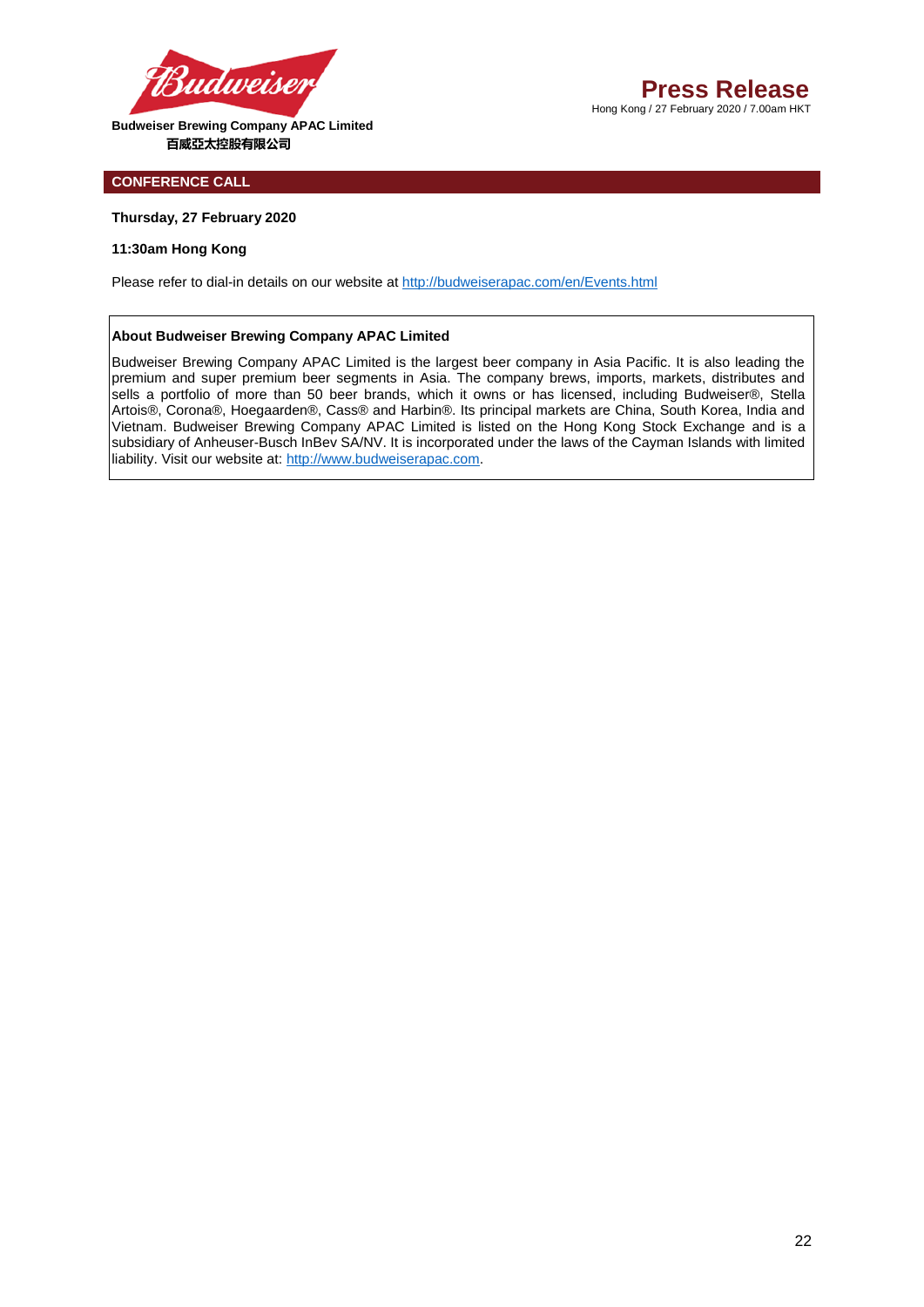Budweiser Brewing Company APAC Limited
百威亞太控股有限公司

**Press Release**
Hong Kong / 27 February 2020 / 7.00am HKT

## CONFERENCE CALL

**Thursday, 27 February 2020**

**11:30am Hong Kong**

Please refer to dial-in details on our website at http://budweiserapac.com/en/Events.html

**About Budweiser Brewing Company APAC Limited**

Budweiser Brewing Company APAC Limited is the largest beer company in Asia Pacific. It is also leading the premium and super premium beer segments in Asia. The company brews, imports, markets, distributes and sells a portfolio of more than 50 beer brands, which it owns or has licensed, including Budweiser®, Stella Artois®, Corona®, Hoegaarden®, Cass® and Harbin®. Its principal markets are China, South Korea, India and Vietnam. Budweiser Brewing Company APAC Limited is listed on the Hong Kong Stock Exchange and is a subsidiary of Anheuser-Busch InBev SA/NV. It is incorporated under the laws of the Cayman Islands with limited liability. Visit our website at: http://www.budweiserapac.com.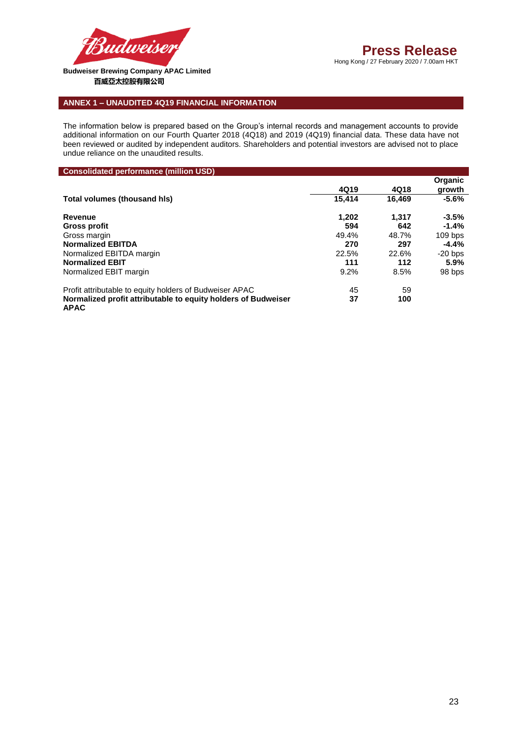**Budweiser Brewing Company APAC Limited**
**百威亞太控股有限公司**

# Press Release

Hong Kong / 27 February 2020 / 7.00am HKT

## ANNEX 1 – UNAUDITED 4Q19 FINANCIAL INFORMATION

The information below is prepared based on the Group's internal records and management accounts to provide additional information on our Fourth Quarter 2018 (4Q18) and 2019 (4Q19) financial data. These data have not been reviewed or audited by independent auditors. Shareholders and potential investors are advised not to place undue reliance on the unaudited results.

| Consolidated performance (million USD) | 4Q19 | 4Q18 | Organic growth |
|---|---|---|---|
| **Total volumes (thousand hls)** | **15,414** | **16,469** | **-5.6%** |
| | | | |
| **Revenue** | **1,202** | **1,317** | **-3.5%** |
| **Gross profit** | **594** | **642** | **-1.4%** |
| Gross margin | 49.4% | 48.7% | 109 bps |
| **Normalized EBITDA** | **270** | **297** | **-4.4%** |
| Normalized EBITDA margin | 22.5% | 22.6% | -20 bps |
| **Normalized EBIT** | **111** | **112** | **5.9%** |
| Normalized EBIT margin | 9.2% | 8.5% | 98 bps |
| | | | |
| Profit attributable to equity holders of Budweiser APAC | 45 | 59 | |
| **Normalized profit attributable to equity holders of Budweiser APAC** | **37** | **100** | |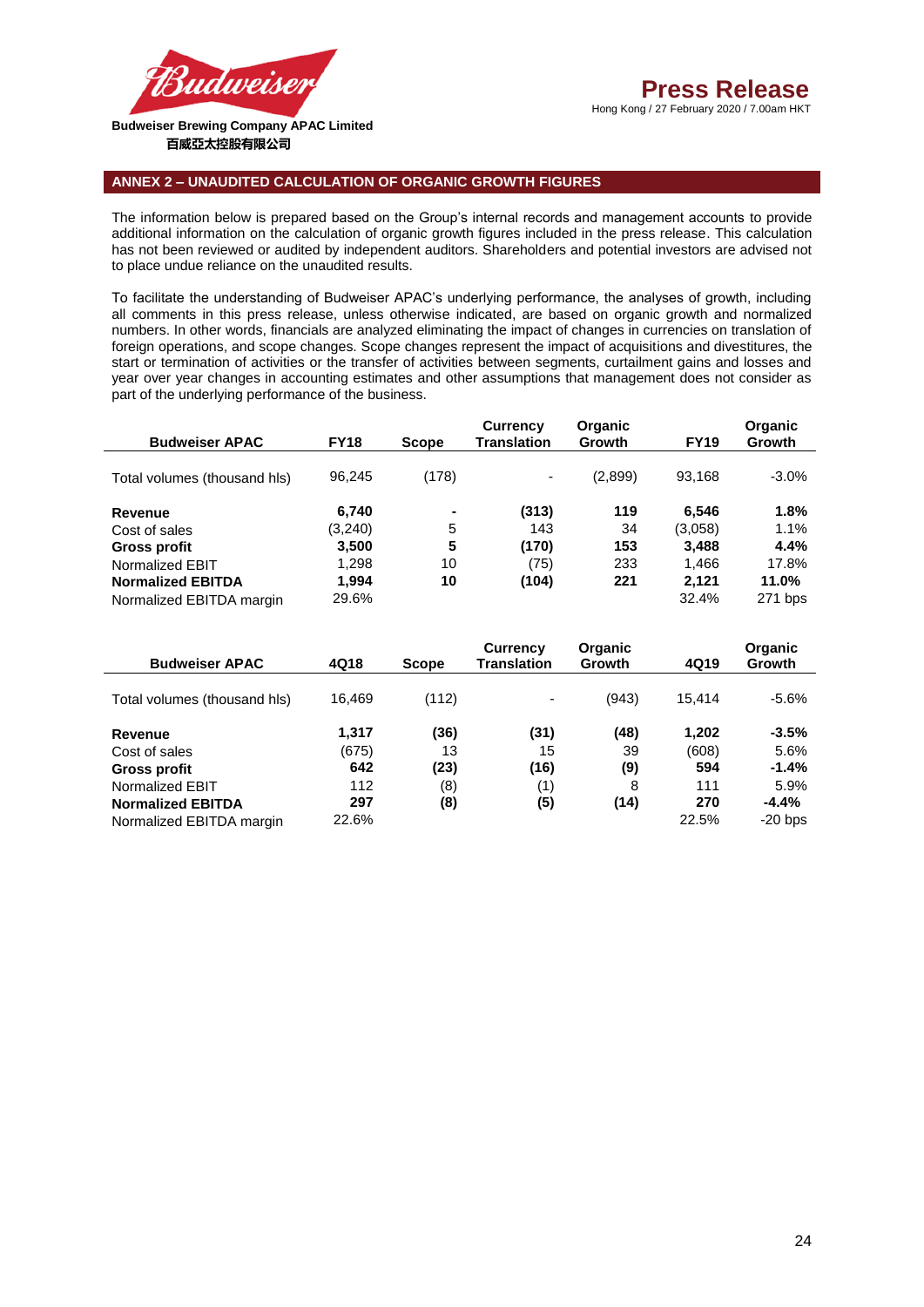Budweiser Brewing Company APAC Limited
百威亞太控股有限公司

# Press Release

Hong Kong / 27 February 2020 / 7.00am HKT

## ANNEX 2 – UNAUDITED CALCULATION OF ORGANIC GROWTH FIGURES

The information below is prepared based on the Group's internal records and management accounts to provide additional information on the calculation of organic growth figures included in the press release. This calculation has not been reviewed or audited by independent auditors. Shareholders and potential investors are advised not to place undue reliance on the unaudited results.

To facilitate the understanding of Budweiser APAC's underlying performance, the analyses of growth, including all comments in this press release, unless otherwise indicated, are based on organic growth and normalized numbers. In other words, financials are analyzed eliminating the impact of changes in currencies on translation of foreign operations, and scope changes. Scope changes represent the impact of acquisitions and divestitures, the start or termination of activities or the transfer of activities between segments, curtailment gains and losses and year over year changes in accounting estimates and other assumptions that management does not consider as part of the underlying performance of the business.

| Budweiser APAC | FY18 | Scope | Currency Translation | Organic Growth | FY19 | Organic Growth |
|---|---|---|---|---|---|---|
| Total volumes (thousand hls) | 96,245 | (178) | - | (2,899) | 93,168 | -3.0% |
| **Revenue** | **6,740** | **-** | **(313)** | **119** | **6,546** | **1.8%** |
| Cost of sales | (3,240) | 5 | 143 | 34 | (3,058) | 1.1% |
| **Gross profit** | **3,500** | **5** | **(170)** | **153** | **3,488** | **4.4%** |
| Normalized EBIT | 1,298 | 10 | (75) | 233 | 1,466 | 17.8% |
| **Normalized EBITDA** | **1,994** | **10** | **(104)** | **221** | **2,121** | **11.0%** |
| Normalized EBITDA margin | 29.6% | | | | 32.4% | 271 bps |

| Budweiser APAC | 4Q18 | Scope | Currency Translation | Organic Growth | 4Q19 | Organic Growth |
|---|---|---|---|---|---|---|
| Total volumes (thousand hls) | 16,469 | (112) | - | (943) | 15,414 | -5.6% |
| **Revenue** | **1,317** | **(36)** | **(31)** | **(48)** | **1,202** | **-3.5%** |
| Cost of sales | (675) | 13 | 15 | 39 | (608) | 5.6% |
| **Gross profit** | **642** | **(23)** | **(16)** | **(9)** | **594** | **-1.4%** |
| Normalized EBIT | 112 | (8) | (1) | 8 | 111 | 5.9% |
| **Normalized EBITDA** | **297** | **(8)** | **(5)** | **(14)** | **270** | **-4.4%** |
| Normalized EBITDA margin | 22.6% | | | | 22.5% | -20 bps |